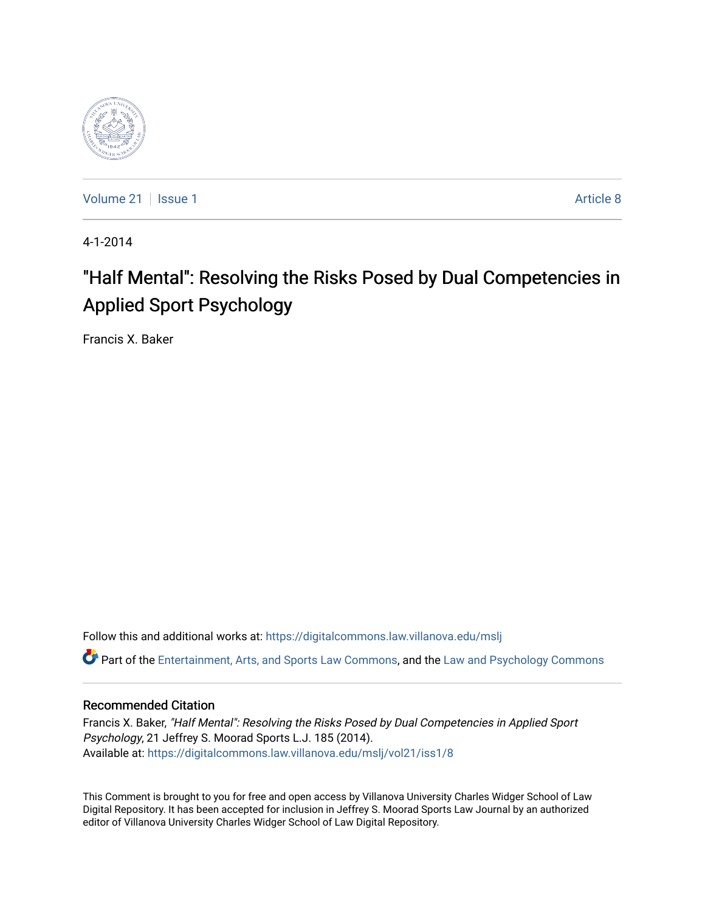Volume 21 | Issue 1 | Article 8

4-1-2014

# "Half Mental": Resolving the Risks Posed by Dual Competencies in Applied Sport Psychology

Francis X. Baker

Follow this and additional works at: https://digitalcommons.law.villanova.edu/mslj

Part of the Entertainment, Arts, and Sports Law Commons, and the Law and Psychology Commons

## Recommended Citation

Francis X. Baker, *"Half Mental": Resolving the Risks Posed by Dual Competencies in Applied Sport Psychology*, 21 Jeffrey S. Moorad Sports L.J. 185 (2014).
Available at: https://digitalcommons.law.villanova.edu/mslj/vol21/iss1/8

This Comment is brought to you for free and open access by Villanova University Charles Widger School of Law Digital Repository. It has been accepted for inclusion in Jeffrey S. Moorad Sports Law Journal by an authorized editor of Villanova University Charles Widger School of Law Digital Repository.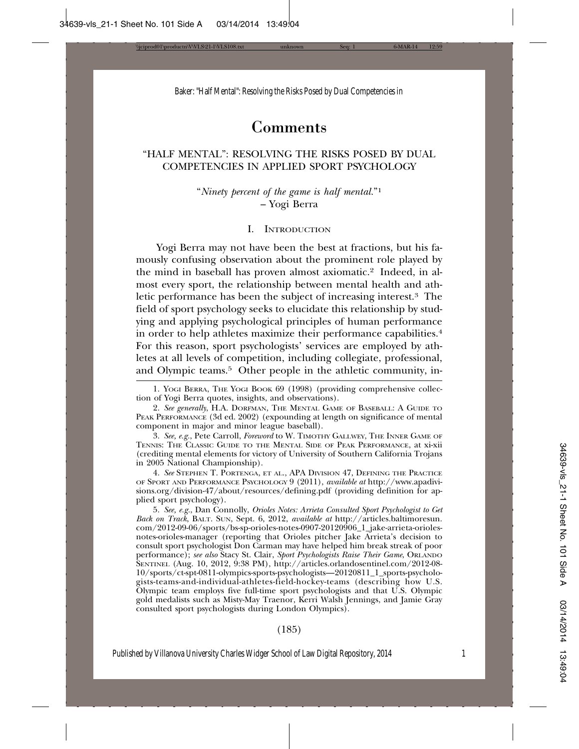# Comments

## "HALF MENTAL": RESOLVING THE RISKS POSED BY DUAL COMPETENCIES IN APPLIED SPORT PSYCHOLOGY

"*Ninety percent of the game is half mental.*"[1]
– Yogi Berra

### I. Introduction

Yogi Berra may not have been the best at fractions, but his famously confusing observation about the prominent role played by the mind in baseball has proven almost axiomatic.[2] Indeed, in almost every sport, the relationship between mental health and athletic performance has been the subject of increasing interest.[3] The field of sport psychology seeks to elucidate this relationship by studying and applying psychological principles of human performance in order to help athletes maximize their performance capabilities.[4] For this reason, sport psychologists' services are employed by athletes at all levels of competition, including collegiate, professional, and Olympic teams.[5] Other people in the athletic community, in-

---

1. Yogi Berra, The Yogi Book 69 (1998) (providing comprehensive collection of Yogi Berra quotes, insights, and observations).

2. *See generally*, H.A. Dorfman, The Mental Game of Baseball: A Guide to Peak Performance (3d ed. 2002) (expounding at length on significance of mental component in major and minor league baseball).

3. *See, e.g.*, Pete Carroll, *Foreword* to W. Timothy Gallwey, The Inner Game of Tennis: The Classic Guide to the Mental Side of Peak Performance, at xi-xii (crediting mental elements for victory of University of Southern California Trojans in 2005 National Championship).

4. *See* Stephen T. Portenga, et al., APA Division 47, Defining the Practice of Sport and Performance Psychology 9 (2011), *available at* http://www.apadivisions.org/division-47/about/resources/defining.pdf (providing definition for applied sport psychology).

5. *See, e.g.*, Dan Connolly, *Orioles Notes: Arrieta Consulted Sport Psychologist to Get Back on Track*, Balt. Sun, Sept. 6, 2012, *available at* http://articles.baltimoresun.com/2012-09-06/sports/bs-sp-orioles-notes-0907-20120906_1_jake-arrieta-orioles-notes-orioles-manager (reporting that Orioles pitcher Jake Arrieta's decision to consult sport psychologist Don Carman may have helped him break streak of poor performance); *see also* Stacy St. Clair, *Sport Psychologists Raise Their Game*, Orlando Sentinel (Aug. 10, 2012, 9:38 PM), http://articles.orlandosentinel.com/2012-08-10/sports/ct-spt-0811-olympics-sports-psychologists—20120811_1_sports-psychologists-teams-and-individual-athletes-field-hockey-teams (describing how U.S. Olympic team employs five full-time sport psychologists and that U.S. Olympic gold medalists such as Misty-May Traenor, Kerri Walsh Jennings, and Jamie Gray consulted sport psychologists during London Olympics).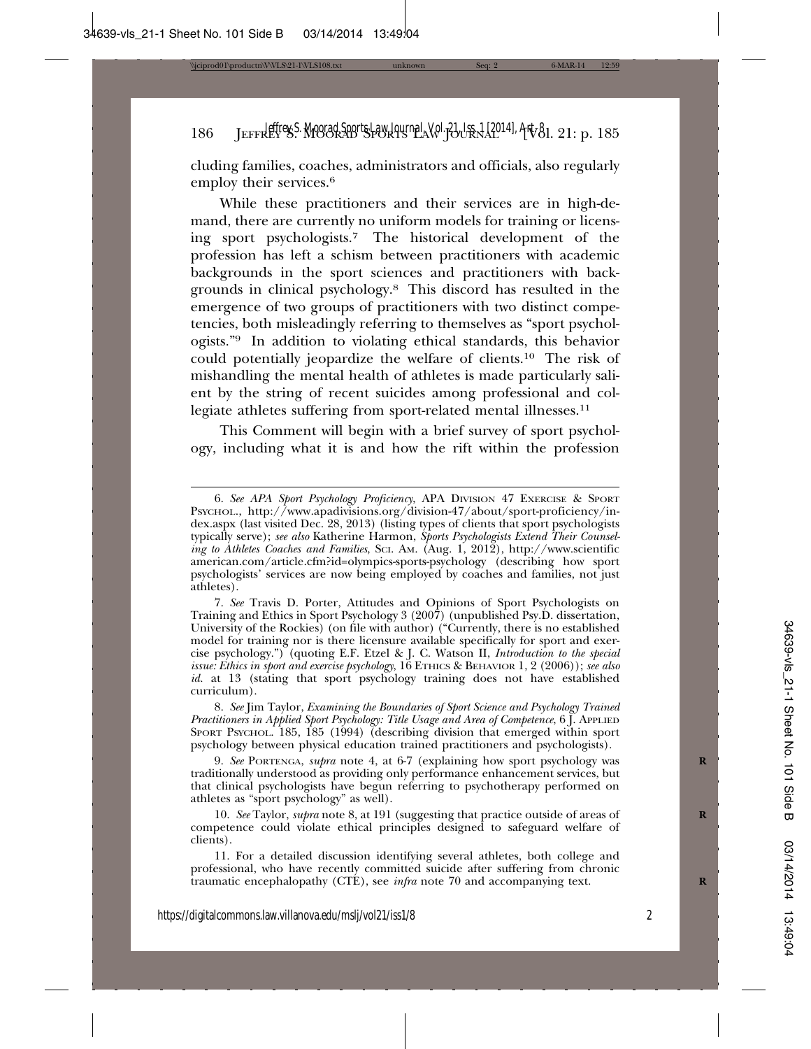cluding families, coaches, administrators and officials, also regularly employ their services.[6]

While these practitioners and their services are in high-demand, there are currently no uniform models for training or licensing sport psychologists.[7] The historical development of the profession has left a schism between practitioners with academic backgrounds in the sport sciences and practitioners with backgrounds in clinical psychology.[8] This discord has resulted in the emergence of two groups of practitioners with two distinct competencies, both misleadingly referring to themselves as "sport psychologists."[9] In addition to violating ethical standards, this behavior could potentially jeopardize the welfare of clients.[10] The risk of mishandling the mental health of athletes is made particularly salient by the string of recent suicides among professional and collegiate athletes suffering from sport-related mental illnesses.[11]

This Comment will begin with a brief survey of sport psychology, including what it is and how the rift within the profession

---

6. *See APA Sport Psychology Proficiency*, APA DIVISION 47 EXERCISE & SPORT PSYCHOL., http://www.apadivisions.org/division-47/about/sport-proficiency/index.aspx (last visited Dec. 28, 2013) (listing types of clients that sport psychologists typically serve); *see also* Katherine Harmon, *Sports Psychologists Extend Their Counseling to Athletes Coaches and Families*, SCI. AM. (Aug. 1, 2012), http://www.scientificamerican.com/article.cfm?id=olympics-sports-psychology (describing how sport psychologists' services are now being employed by coaches and families, not just athletes).

7. *See* Travis D. Porter, Attitudes and Opinions of Sport Psychologists on Training and Ethics in Sport Psychology 3 (2007) (unpublished Psy.D. dissertation, University of the Rockies) (on file with author) ("Currently, there is no established model for training nor is there licensure available specifically for sport and exercise psychology.") (quoting E.F. Etzel & J. C. Watson II, *Introduction to the special issue: Ethics in sport and exercise psychology*, 16 ETHICS & BEHAVIOR 1, 2 (2006)); *see also id.* at 13 (stating that sport psychology training does not have established curriculum).

8. *See* Jim Taylor, *Examining the Boundaries of Sport Science and Psychology Trained Practitioners in Applied Sport Psychology: Title Usage and Area of Competence*, 6 J. APPLIED SPORT PSYCHOL. 185, 185 (1994) (describing division that emerged within sport psychology between physical education trained practitioners and psychologists).

9. *See* PORTENGA, *supra* note 4, at 6-7 (explaining how sport psychology was traditionally understood as providing only performance enhancement services, but that clinical psychologists have begun referring to psychotherapy performed on athletes as "sport psychology" as well).

10. *See* Taylor, *supra* note 8, at 191 (suggesting that practice outside of areas of competence could violate ethical principles designed to safeguard welfare of clients).

11. For a detailed discussion identifying several athletes, both college and professional, who have recently committed suicide after suffering from chronic traumatic encephalopathy (CTE), see *infra* note 70 and accompanying text.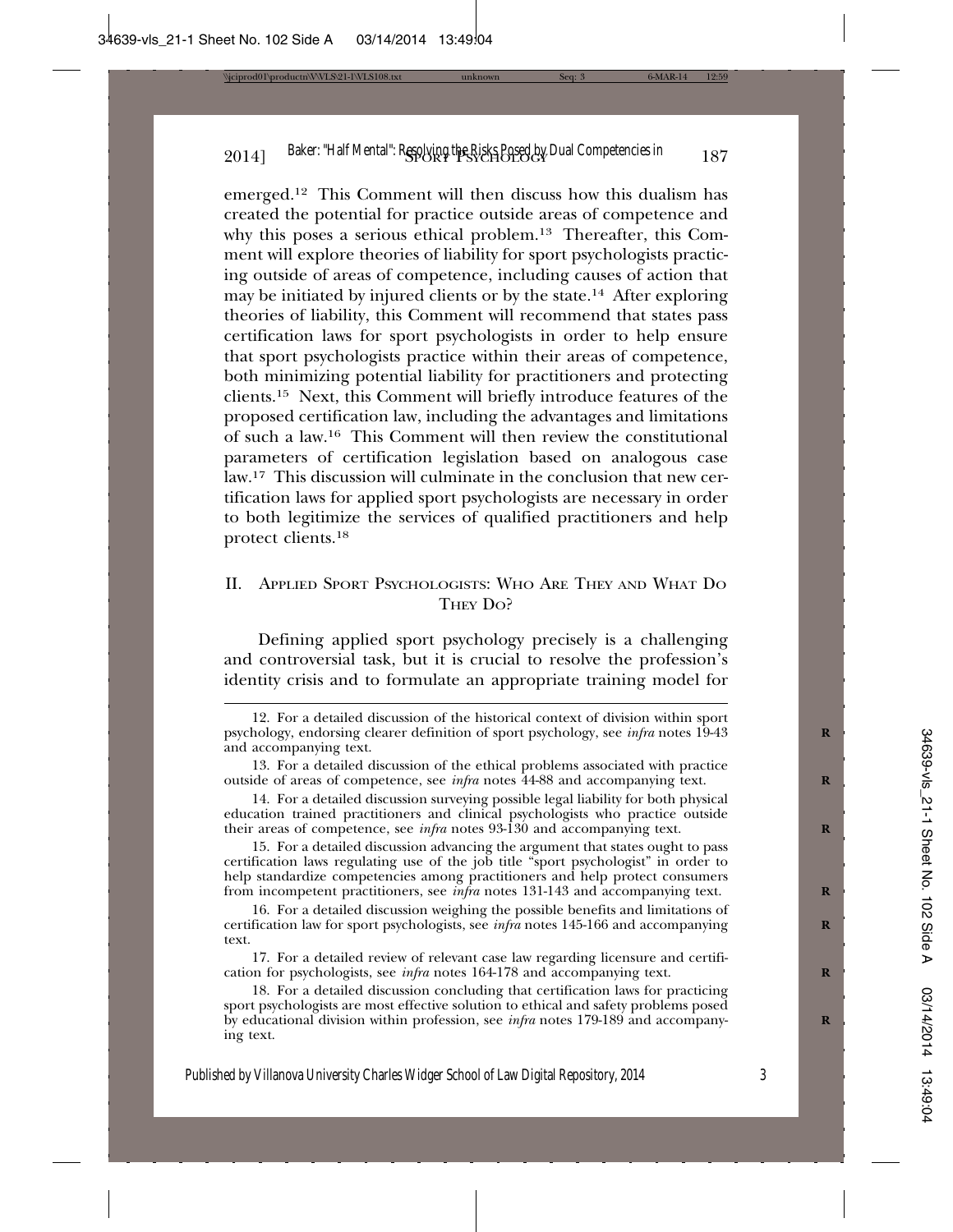emerged.[12] This Comment will then discuss how this dualism has created the potential for practice outside areas of competence and why this poses a serious ethical problem.[13] Thereafter, this Comment will explore theories of liability for sport psychologists practicing outside of areas of competence, including causes of action that may be initiated by injured clients or by the state.[14] After exploring theories of liability, this Comment will recommend that states pass certification laws for sport psychologists in order to help ensure that sport psychologists practice within their areas of competence, both minimizing potential liability for practitioners and protecting clients.[15] Next, this Comment will briefly introduce features of the proposed certification law, including the advantages and limitations of such a law.[16] This Comment will then review the constitutional parameters of certification legislation based on analogous case law.[17] This discussion will culminate in the conclusion that new certification laws for applied sport psychologists are necessary in order to both legitimize the services of qualified practitioners and help protect clients.[18]

## II. Applied Sport Psychologists: Who Are They and What Do They Do?

Defining applied sport psychology precisely is a challenging and controversial task, but it is crucial to resolve the profession's identity crisis and to formulate an appropriate training model for

---

12. For a detailed discussion of the historical context of division within sport psychology, endorsing clearer definition of sport psychology, see *infra* notes 19-43 and accompanying text.

13. For a detailed discussion of the ethical problems associated with practice outside of areas of competence, see *infra* notes 44-88 and accompanying text.

14. For a detailed discussion surveying possible legal liability for both physical education trained practitioners and clinical psychologists who practice outside their areas of competence, see *infra* notes 93-130 and accompanying text.

15. For a detailed discussion advancing the argument that states ought to pass certification laws regulating use of the job title "sport psychologist" in order to help standardize competencies among practitioners and help protect consumers from incompetent practitioners, see *infra* notes 131-143 and accompanying text.

16. For a detailed discussion weighing the possible benefits and limitations of certification law for sport psychologists, see *infra* notes 145-166 and accompanying text.

17. For a detailed review of relevant case law regarding licensure and certification for psychologists, see *infra* notes 164-178 and accompanying text.

18. For a detailed discussion concluding that certification laws for practicing sport psychologists are most effective solution to ethical and safety problems posed by educational division within profession, see *infra* notes 179-189 and accompanying text.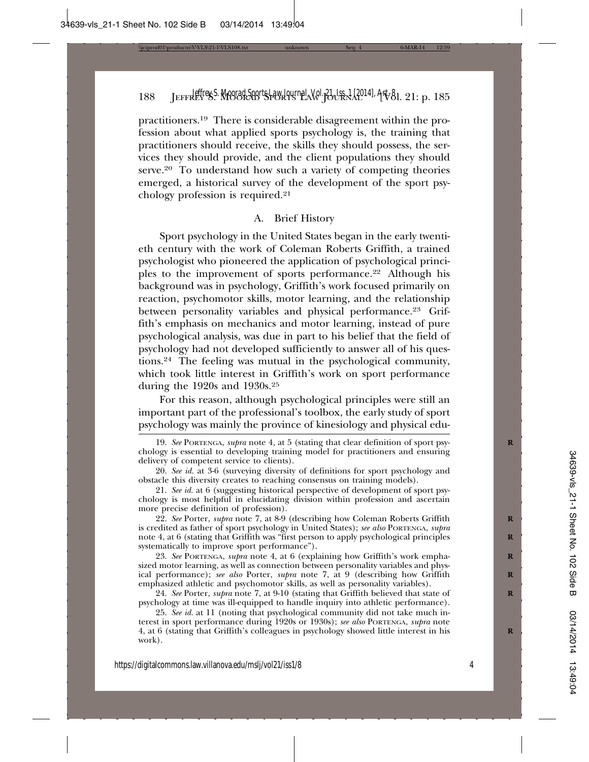practitioners.[19] There is considerable disagreement within the profession about what applied sports psychology is, the training that practitioners should receive, the skills they should possess, the services they should provide, and the client populations they should serve.[20] To understand how such a variety of competing theories emerged, a historical survey of the development of the sport psychology profession is required.[21]

### A. Brief History

Sport psychology in the United States began in the early twentieth century with the work of Coleman Roberts Griffith, a trained psychologist who pioneered the application of psychological principles to the improvement of sports performance.[22] Although his background was in psychology, Griffith's work focused primarily on reaction, psychomotor skills, motor learning, and the relationship between personality variables and physical performance.[23] Griffith's emphasis on mechanics and motor learning, instead of pure psychological analysis, was due in part to his belief that the field of psychology had not developed sufficiently to answer all of his questions.[24] The feeling was mutual in the psychological community, which took little interest in Griffith's work on sport performance during the 1920s and 1930s.[25]

For this reason, although psychological principles were still an important part of the professional's toolbox, the early study of sport psychology was mainly the province of kinesiology and physical edu-

---

19. *See* PORTENGA, *supra* note 4, at 5 (stating that clear definition of sport psychology is essential to developing training model for practitioners and ensuring delivery of competent service to clients).

20. *See id.* at 3-6 (surveying diversity of definitions for sport psychology and obstacle this diversity creates to reaching consensus on training models).

21. *See id.* at 6 (suggesting historical perspective of development of sport psychology is most helpful in elucidating division within profession and ascertain more precise definition of profession).

22. *See* Porter, *supra* note 7, at 8-9 (describing how Coleman Roberts Griffith is credited as father of sport psychology in United States); *see also* PORTENGA, *supra* note 4, at 6 (stating that Griffith was "first person to apply psychological principles systematically to improve sport performance").

23. *See* PORTENGA, *supra* note 4, at 6 (explaining how Griffith's work emphasized motor learning, as well as connection between personality variables and physical performance); *see also* Porter, *supra* note 7, at 9 (describing how Griffith emphasized athletic and psychomotor skills, as well as personality variables).

24. *See* Porter, *supra* note 7, at 9-10 (stating that Griffith believed that state of psychology at time was ill-equipped to handle inquiry into athletic performance).

25. *See id.* at 11 (noting that psychological community did not take much interest in sport performance during 1920s or 1930s); *see also* PORTENGA, *supra* note 4, at 6 (stating that Griffith's colleagues in psychology showed little interest in his work).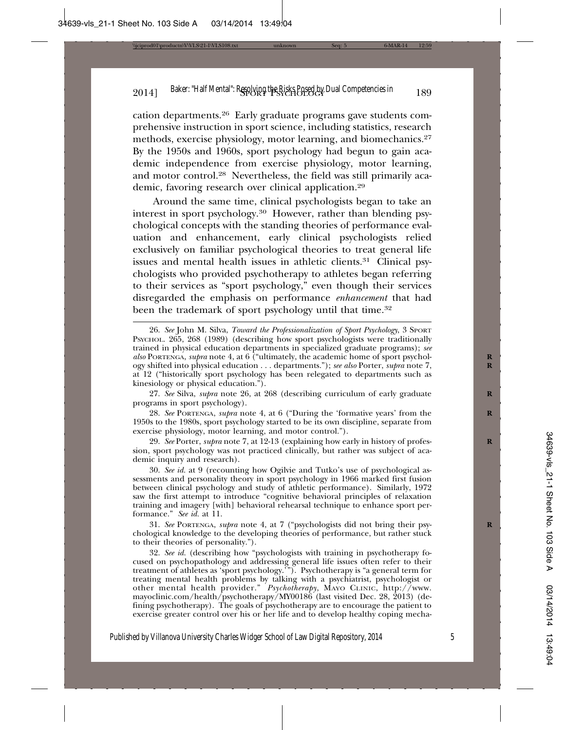cation departments.[26] Early graduate programs gave students comprehensive instruction in sport science, including statistics, research methods, exercise physiology, motor learning, and biomechanics.[27] By the 1950s and 1960s, sport psychology had begun to gain academic independence from exercise physiology, motor learning, and motor control.[28] Nevertheless, the field was still primarily academic, favoring research over clinical application.[29]

Around the same time, clinical psychologists began to take an interest in sport psychology.[30] However, rather than blending psychological concepts with the standing theories of performance evaluation and enhancement, early clinical psychologists relied exclusively on familiar psychological theories to treat general life issues and mental health issues in athletic clients.[31] Clinical psychologists who provided psychotherapy to athletes began referring to their services as "sport psychology," even though their services disregarded the emphasis on performance *enhancement* that had been the trademark of sport psychology until that time.[32]

---

26. *See* John M. Silva, *Toward the Professionalization of Sport Psychology*, 3 Sport Psychol. 265, 268 (1989) (describing how sport psychologists were traditionally trained in physical education departments in specialized graduate programs); *see also* Portenga, *supra* note 4, at 6 ("ultimately, the academic home of sport psychology shifted into physical education . . . departments."); *see also* Porter, *supra* note 7, at 12 ("historically sport psychology has been relegated to departments such as kinesiology or physical education.").

27. *See* Silva, *supra* note 26, at 268 (describing curriculum of early graduate programs in sport psychology).

28. *See* Portenga, *supra* note 4, at 6 ("During the 'formative years' from the 1950s to the 1980s, sport psychology started to be its own discipline, separate from exercise physiology, motor learning, and motor control.").

29. *See* Porter, *supra* note 7, at 12-13 (explaining how early in history of profession, sport psychology was not practiced clinically, but rather was subject of academic inquiry and research).

30. *See id.* at 9 (recounting how Ogilvie and Tutko's use of psychological assessments and personality theory in sport psychology in 1966 marked first fusion between clinical psychology and study of athletic performance). Similarly, 1972 saw the first attempt to introduce "cognitive behavioral principles of relaxation training and imagery [with] behavioral rehearsal technique to enhance sport performance." *See id.* at 11.

31. *See* Portenga, *supra* note 4, at 7 ("psychologists did not bring their psychological knowledge to the developing theories of performance, but rather stuck to their theories of personality.").

32. *See id.* (describing how "psychologists with training in psychotherapy focused on psychopathology and addressing general life issues often refer to their treatment of athletes as 'sport psychology.'"). Psychotherapy is "a general term for treating mental health problems by talking with a psychiatrist, psychologist or other mental health provider." *Psychotherapy*, Mayo Clinic, http://www.mayoclinic.com/health/psychotherapy/MY00186 (last visited Dec. 28, 2013) (defining psychotherapy). The goals of psychotherapy are to encourage the patient to exercise greater control over his or her life and to develop healthy coping mecha-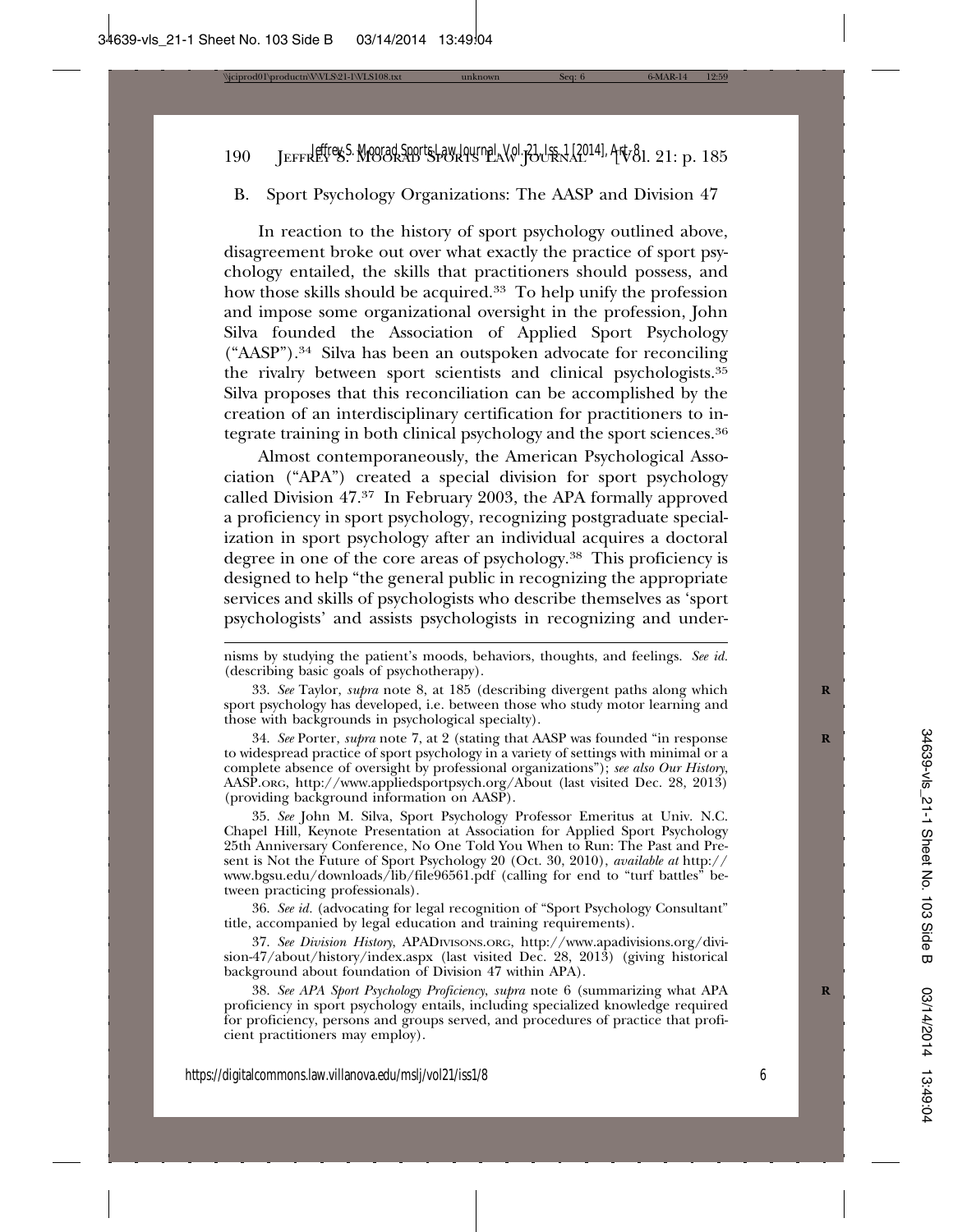### B. Sport Psychology Organizations: The AASP and Division 47

In reaction to the history of sport psychology outlined above, disagreement broke out over what exactly the practice of sport psychology entailed, the skills that practitioners should possess, and how those skills should be acquired.[33] To help unify the profession and impose some organizational oversight in the profession, John Silva founded the Association of Applied Sport Psychology ("AASP").[34] Silva has been an outspoken advocate for reconciling the rivalry between sport scientists and clinical psychologists.[35] Silva proposes that this reconciliation can be accomplished by the creation of an interdisciplinary certification for practitioners to integrate training in both clinical psychology and the sport sciences.[36]

Almost contemporaneously, the American Psychological Association ("APA") created a special division for sport psychology called Division 47.[37] In February 2003, the APA formally approved a proficiency in sport psychology, recognizing postgraduate specialization in sport psychology after an individual acquires a doctoral degree in one of the core areas of psychology.[38] This proficiency is designed to help "the general public in recognizing the appropriate services and skills of psychologists who describe themselves as 'sport psychologists' and assists psychologists in recognizing and under-

---

nisms by studying the patient's moods, behaviors, thoughts, and feelings. *See id.* (describing basic goals of psychotherapy).

33. *See* Taylor, *supra* note 8, at 185 (describing divergent paths along which sport psychology has developed, i.e. between those who study motor learning and those with backgrounds in psychological specialty).

34. *See* Porter, *supra* note 7, at 2 (stating that AASP was founded "in response to widespread practice of sport psychology in a variety of settings with minimal or a complete absence of oversight by professional organizations"); *see also Our History*, AASP.ORG, http://www.appliedsportpsych.org/About (last visited Dec. 28, 2013) (providing background information on AASP).

35. *See* John M. Silva, Sport Psychology Professor Emeritus at Univ. N.C. Chapel Hill, Keynote Presentation at Association for Applied Sport Psychology 25th Anniversary Conference, No One Told You When to Run: The Past and Present is Not the Future of Sport Psychology 20 (Oct. 30, 2010), *available at* http://www.bgsu.edu/downloads/lib/file96561.pdf (calling for end to "turf battles" between practicing professionals).

36. *See id.* (advocating for legal recognition of "Sport Psychology Consultant" title, accompanied by legal education and training requirements).

37. *See Division History*, APADIVISONS.ORG, http://www.apadivisions.org/division-47/about/history/index.aspx (last visited Dec. 28, 2013) (giving historical background about foundation of Division 47 within APA).

38. *See APA Sport Psychology Proficiency*, *supra* note 6 (summarizing what APA proficiency in sport psychology entails, including specialized knowledge required for proficiency, persons and groups served, and procedures of practice that proficient practitioners may employ).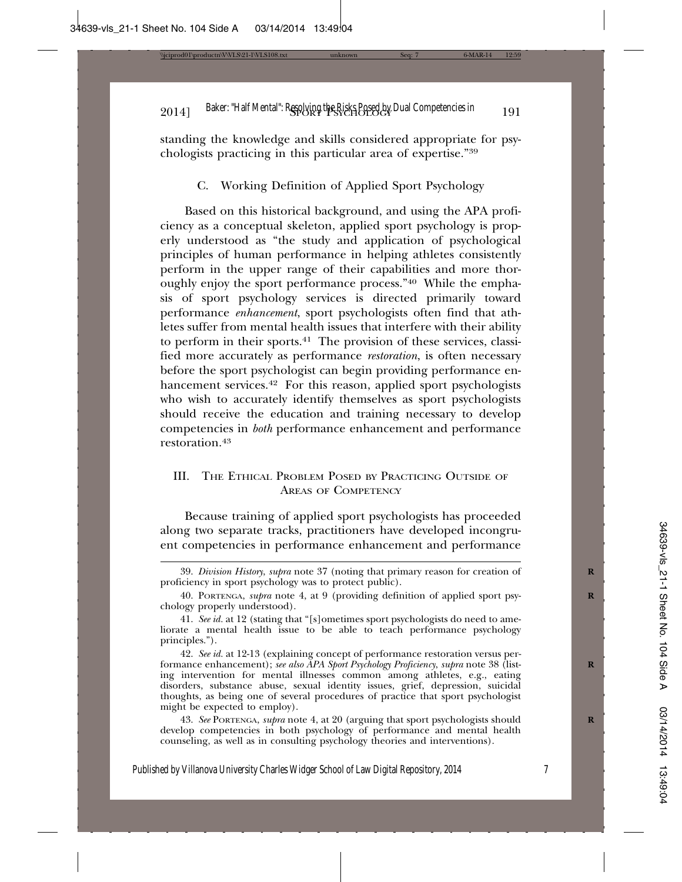standing the knowledge and skills considered appropriate for psychologists practicing in this particular area of expertise."[39]

### C. Working Definition of Applied Sport Psychology

Based on this historical background, and using the APA proficiency as a conceptual skeleton, applied sport psychology is properly understood as "the study and application of psychological principles of human performance in helping athletes consistently perform in the upper range of their capabilities and more thoroughly enjoy the sport performance process."[40] While the emphasis of sport psychology services is directed primarily toward performance *enhancement*, sport psychologists often find that athletes suffer from mental health issues that interfere with their ability to perform in their sports.[41] The provision of these services, classified more accurately as performance *restoration*, is often necessary before the sport psychologist can begin providing performance enhancement services.[42] For this reason, applied sport psychologists who wish to accurately identify themselves as sport psychologists should receive the education and training necessary to develop competencies in *both* performance enhancement and performance restoration.[43]

## III. The Ethical Problem Posed by Practicing Outside of Areas of Competency

Because training of applied sport psychologists has proceeded along two separate tracks, practitioners have developed incongruent competencies in performance enhancement and performance

---

39. *Division History*, *supra* note 37 (noting that primary reason for creation of proficiency in sport psychology was to protect public).

40. Portenga, *supra* note 4, at 9 (providing definition of applied sport psychology properly understood).

41. *See id.* at 12 (stating that "[s]ometimes sport psychologists do need to ameliorate a mental health issue to be able to teach performance psychology principles.").

42. *See id.* at 12-13 (explaining concept of performance restoration versus performance enhancement); *see also APA Sport Psychology Proficiency*, *supra* note 38 (listing intervention for mental illnesses common among athletes, e.g., eating disorders, substance abuse, sexual identity issues, grief, depression, suicidal thoughts, as being one of several procedures of practice that sport psychologist might be expected to employ).

43. *See* Portenga, *supra* note 4, at 20 (arguing that sport psychologists should develop competencies in both psychology of performance and mental health counseling, as well as in consulting psychology theories and interventions).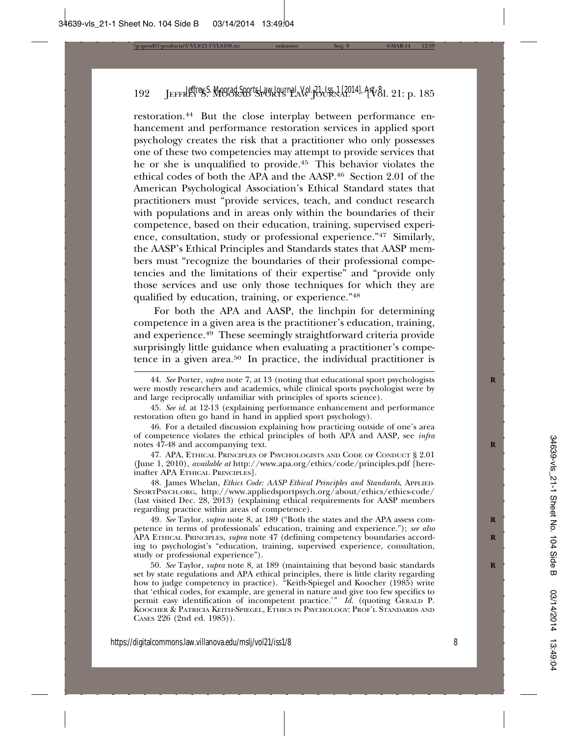restoration.[44] But the close interplay between performance enhancement and performance restoration services in applied sport psychology creates the risk that a practitioner who only possesses one of these two competencies may attempt to provide services that he or she is unqualified to provide.[45] This behavior violates the ethical codes of both the APA and the AASP.[46] Section 2.01 of the American Psychological Association's Ethical Standard states that practitioners must "provide services, teach, and conduct research with populations and in areas only within the boundaries of their competence, based on their education, training, supervised experience, consultation, study or professional experience."[47] Similarly, the AASP's Ethical Principles and Standards states that AASP members must "recognize the boundaries of their professional competencies and the limitations of their expertise" and "provide only those services and use only those techniques for which they are qualified by education, training, or experience."[48]

For both the APA and AASP, the linchpin for determining competence in a given area is the practitioner's education, training, and experience.[49] These seemingly straightforward criteria provide surprisingly little guidance when evaluating a practitioner's competence in a given area.[50] In practice, the individual practitioner is

---

44. *See* Porter, *supra* note 7, at 13 (noting that educational sport psychologists were mostly researchers and academics, while clinical sports psychologist were by and large reciprocally unfamiliar with principles of sports science).

45. *See id.* at 12-13 (explaining performance enhancement and performance restoration often go hand in hand in applied sport psychology).

46. For a detailed discussion explaining how practicing outside of one's area of competence violates the ethical principles of both APA and AASP, see *infra* notes 47-48 and accompanying text.

47. APA, ETHICAL PRINCIPLES OF PSYCHOLOGISTS AND CODE OF CONDUCT § 2.01 (June 1, 2010), *available at* http://www.apa.org/ethics/code/principles.pdf [hereinafter APA ETHICAL PRINCIPLES].

48. James Whelan, *Ethics Code: AASP Ethical Principles and Standards*, APPLIEDSPORTPSYCH.ORG, http://www.appliedsportpsych.org/about/ethics/ethics-code/ (last visited Dec. 28, 2013) (explaining ethical requirements for AASP members regarding practice within areas of competence).

49. *See* Taylor, *supra* note 8, at 189 ("Both the states and the APA assess competence in terms of professionals' education, training and experience."); *see also* APA ETHICAL PRINCIPLES, *supra* note 47 (defining competency boundaries according to psychologist's "education, training, supervised experience, consultation, study or professional experience").

50. *See* Taylor, *supra* note 8, at 189 (maintaining that beyond basic standards set by state regulations and APA ethical principles, there is little clarity regarding how to judge competency in practice). "Keith-Spiegel and Koocher (1985) write that 'ethical codes, for example, are general in nature and give too few specifics to permit easy identification of incompetent practice.'" *Id.* (quoting GERALD P. KOOCHER & PATRICIA KEITH-SPIEGEL, ETHICS IN PSYCHOLOGY: PROF'L STANDARDS AND CASES 226 (2nd ed. 1985)).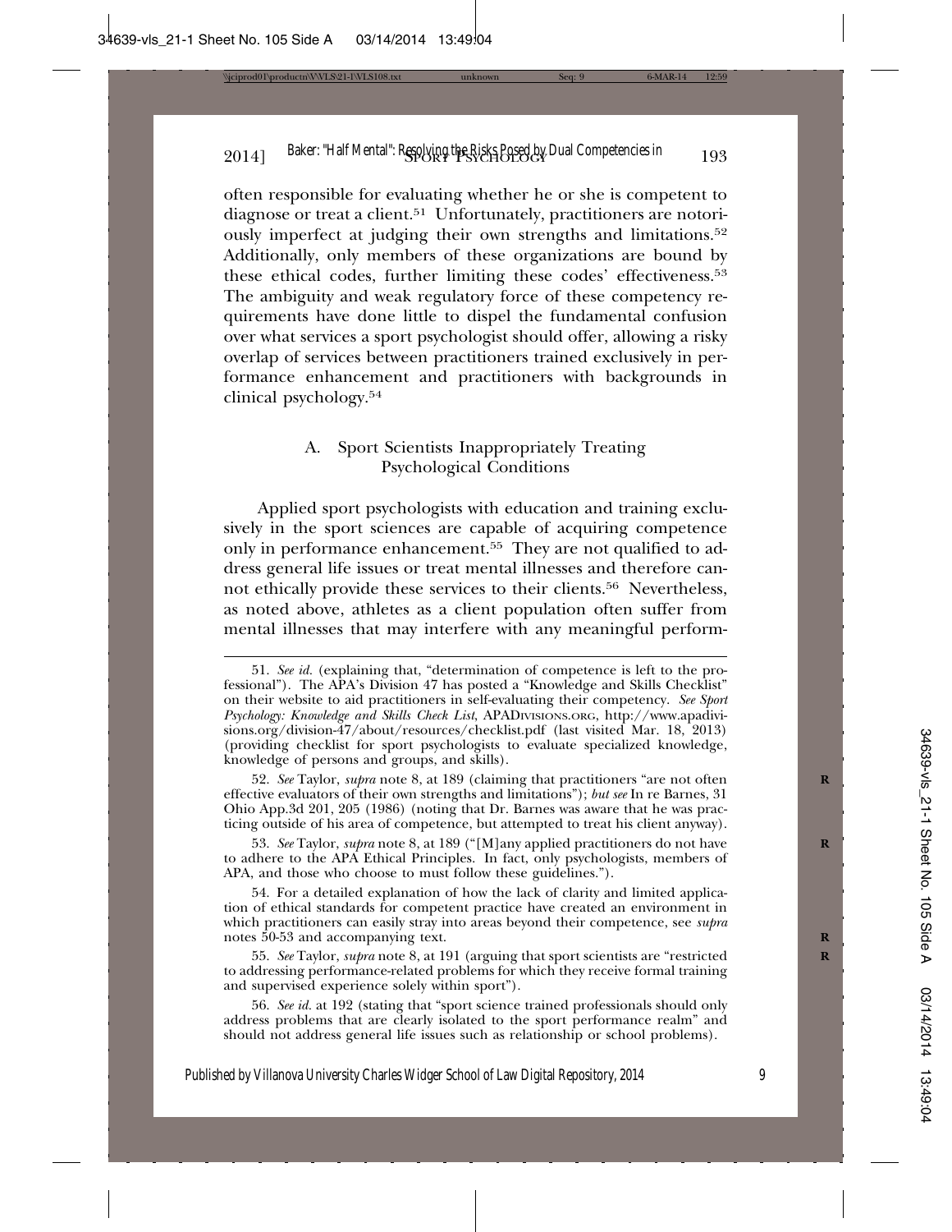often responsible for evaluating whether he or she is competent to diagnose or treat a client.[51] Unfortunately, practitioners are notoriously imperfect at judging their own strengths and limitations.[52] Additionally, only members of these organizations are bound by these ethical codes, further limiting these codes' effectiveness.[53] The ambiguity and weak regulatory force of these competency requirements have done little to dispel the fundamental confusion over what services a sport psychologist should offer, allowing a risky overlap of services between practitioners trained exclusively in performance enhancement and practitioners with backgrounds in clinical psychology.[54]

### A. Sport Scientists Inappropriately Treating Psychological Conditions

Applied sport psychologists with education and training exclusively in the sport sciences are capable of acquiring competence only in performance enhancement.[55] They are not qualified to address general life issues or treat mental illnesses and therefore cannot ethically provide these services to their clients.[56] Nevertheless, as noted above, athletes as a client population often suffer from mental illnesses that may interfere with any meaningful perform-

---

51. *See id.* (explaining that, "determination of competence is left to the professional"). The APA's Division 47 has posted a "Knowledge and Skills Checklist" on their website to aid practitioners in self-evaluating their competency. *See Sport Psychology: Knowledge and Skills Check List*, APADIVISIONS.ORG, http://www.apadivisions.org/division-47/about/resources/checklist.pdf (last visited Mar. 18, 2013) (providing checklist for sport psychologists to evaluate specialized knowledge, knowledge of persons and groups, and skills).

52. *See* Taylor, *supra* note 8, at 189 (claiming that practitioners "are not often effective evaluators of their own strengths and limitations"); *but see* In re Barnes, 31 Ohio App.3d 201, 205 (1986) (noting that Dr. Barnes was aware that he was practicing outside of his area of competence, but attempted to treat his client anyway).

53. *See* Taylor, *supra* note 8, at 189 ("[M]any applied practitioners do not have to adhere to the APA Ethical Principles. In fact, only psychologists, members of APA, and those who choose to must follow these guidelines.").

54. For a detailed explanation of how the lack of clarity and limited application of ethical standards for competent practice have created an environment in which practitioners can easily stray into areas beyond their competence, see *supra* notes 50-53 and accompanying text.

55. *See* Taylor, *supra* note 8, at 191 (arguing that sport scientists are "restricted to addressing performance-related problems for which they receive formal training and supervised experience solely within sport").

56. *See id.* at 192 (stating that "sport science trained professionals should only address problems that are clearly isolated to the sport performance realm" and should not address general life issues such as relationship or school problems).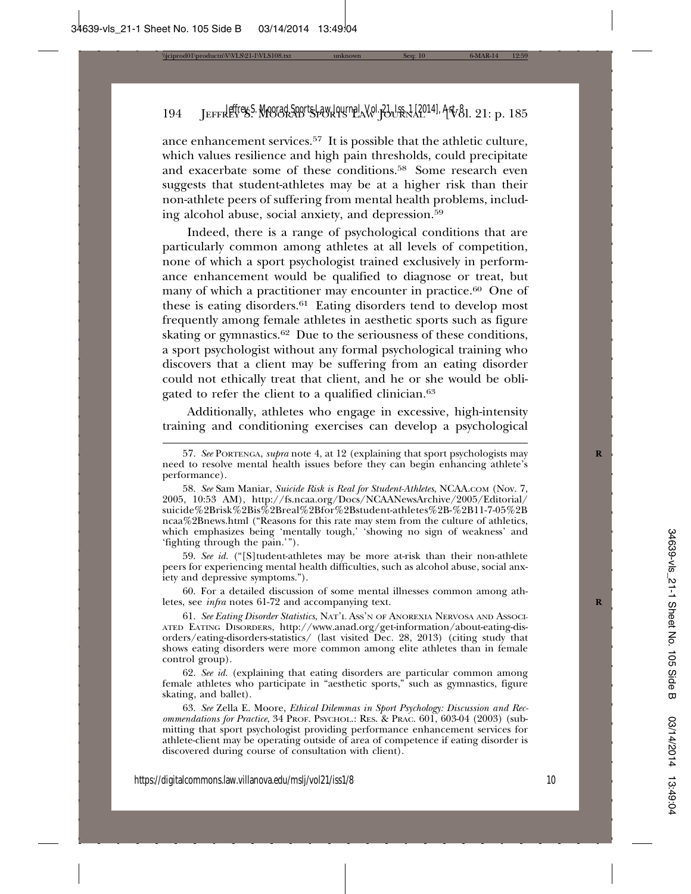ance enhancement services.[57] It is possible that the athletic culture, which values resilience and high pain thresholds, could precipitate and exacerbate some of these conditions.[58] Some research even suggests that student-athletes may be at a higher risk than their non-athlete peers of suffering from mental health problems, including alcohol abuse, social anxiety, and depression.[59]

Indeed, there is a range of psychological conditions that are particularly common among athletes at all levels of competition, none of which a sport psychologist trained exclusively in performance enhancement would be qualified to diagnose or treat, but many of which a practitioner may encounter in practice.[60] One of these is eating disorders.[61] Eating disorders tend to develop most frequently among female athletes in aesthetic sports such as figure skating or gymnastics.[62] Due to the seriousness of these conditions, a sport psychologist without any formal psychological training who discovers that a client may be suffering from an eating disorder could not ethically treat that client, and he or she would be obligated to refer the client to a qualified clinician.[63]

Additionally, athletes who engage in excessive, high-intensity training and conditioning exercises can develop a psychological

---

57. *See* Portenga, *supra* note 4, at 12 (explaining that sport psychologists may need to resolve mental health issues before they can begin enhancing athlete's performance).

58. *See* Sam Maniar, *Suicide Risk is Real for Student-Athletes*, NCAA.com (Nov. 7, 2005, 10:53 AM), http://fs.ncaa.org/Docs/NCAANewsArchive/2005/Editorial/suicide%2Brisk%2Bis%2Breal%2Bfor%2Bstudent-athletes%2B-%2B11-7-05%2Bncaa%2Bnews.html ("Reasons for this rate may stem from the culture of athletics, which emphasizes being 'mentally tough,' 'showing no sign of weakness' and 'fighting through the pain.'").

59. *See id.* ("[S]tudent-athletes may be more at-risk than their non-athlete peers for experiencing mental health difficulties, such as alcohol abuse, social anxiety and depressive symptoms.").

60. For a detailed discussion of some mental illnesses common among athletes, see *infra* notes 61-72 and accompanying text.

61. *See Eating Disorder Statistics*, Nat'l Ass'n of Anorexia Nervosa and Associated Eating Disorders, http://www.anad.org/get-information/about-eating-disorders/eating-disorders-statistics/ (last visited Dec. 28, 2013) (citing study that shows eating disorders were more common among elite athletes than in female control group).

62. *See id.* (explaining that eating disorders are particular common among female athletes who participate in "aesthetic sports," such as gymnastics, figure skating, and ballet).

63. *See* Zella E. Moore, *Ethical Dilemmas in Sport Psychology: Discussion and Recommendations for Practice*, 34 Prof. Psychol.: Res. & Prac. 601, 603-04 (2003) (submitting that sport psychologist providing performance enhancement services for athlete-client may be operating outside of area of competence if eating disorder is discovered during course of consultation with client).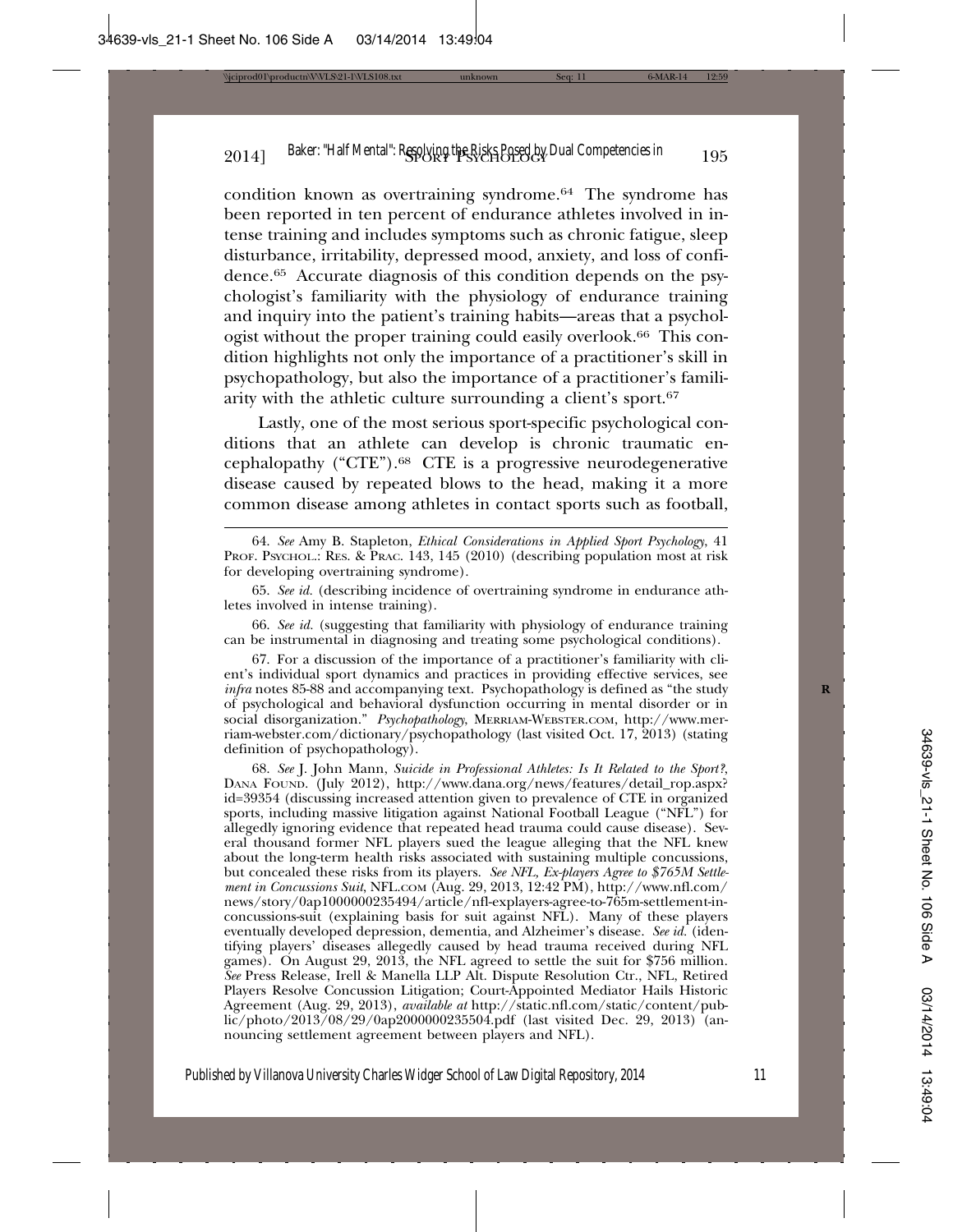condition known as overtraining syndrome.[64] The syndrome has been reported in ten percent of endurance athletes involved in intense training and includes symptoms such as chronic fatigue, sleep disturbance, irritability, depressed mood, anxiety, and loss of confidence.[65] Accurate diagnosis of this condition depends on the psychologist's familiarity with the physiology of endurance training and inquiry into the patient's training habits—areas that a psychologist without the proper training could easily overlook.[66] This condition highlights not only the importance of a practitioner's skill in psychopathology, but also the importance of a practitioner's familiarity with the athletic culture surrounding a client's sport.[67]

Lastly, one of the most serious sport-specific psychological conditions that an athlete can develop is chronic traumatic encephalopathy ("CTE").[68] CTE is a progressive neurodegenerative disease caused by repeated blows to the head, making it a more common disease among athletes in contact sports such as football,

---

64. *See* Amy B. Stapleton, *Ethical Considerations in Applied Sport Psychology*, 41 PROF. PSYCHOL.: RES. & PRAC. 143, 145 (2010) (describing population most at risk for developing overtraining syndrome).

65. *See id.* (describing incidence of overtraining syndrome in endurance athletes involved in intense training).

66. *See id.* (suggesting that familiarity with physiology of endurance training can be instrumental in diagnosing and treating some psychological conditions).

67. For a discussion of the importance of a practitioner's familiarity with client's individual sport dynamics and practices in providing effective services, see *infra* notes 85-88 and accompanying text. Psychopathology is defined as "the study of psychological and behavioral dysfunction occurring in mental disorder or in social disorganization." *Psychopathology*, MERRIAM-WEBSTER.COM, http://www.merriam-webster.com/dictionary/psychopathology (last visited Oct. 17, 2013) (stating definition of psychopathology).

68. *See* J. John Mann, *Suicide in Professional Athletes: Is It Related to the Sport?*, DANA FOUND. (July 2012), http://www.dana.org/news/features/detail_rop.aspx?id=39354 (discussing increased attention given to prevalence of CTE in organized sports, including massive litigation against National Football League ("NFL") for allegedly ignoring evidence that repeated head trauma could cause disease). Several thousand former NFL players sued the league alleging that the NFL knew about the long-term health risks associated with sustaining multiple concussions, but concealed these risks from its players. *See NFL, Ex-players Agree to $765M Settlement in Concussions Suit*, NFL.COM (Aug. 29, 2013, 12:42 PM), http://www.nfl.com/news/story/0ap1000000235494/article/nfl-explayers-agree-to-765m-settlement-in-concussions-suit (explaining basis for suit against NFL). Many of these players eventually developed depression, dementia, and Alzheimer's disease. *See id.* (identifying players' diseases allegedly caused by head trauma received during NFL games). On August 29, 2013, the NFL agreed to settle the suit for $756 million. *See* Press Release, Irell & Manella LLP Alt. Dispute Resolution Ctr., NFL, Retired Players Resolve Concussion Litigation; Court-Appointed Mediator Hails Historic Agreement (Aug. 29, 2013), *available at* http://static.nfl.com/static/content/public/photo/2013/08/29/0ap2000000235504.pdf (last visited Dec. 29, 2013) (announcing settlement agreement between players and NFL).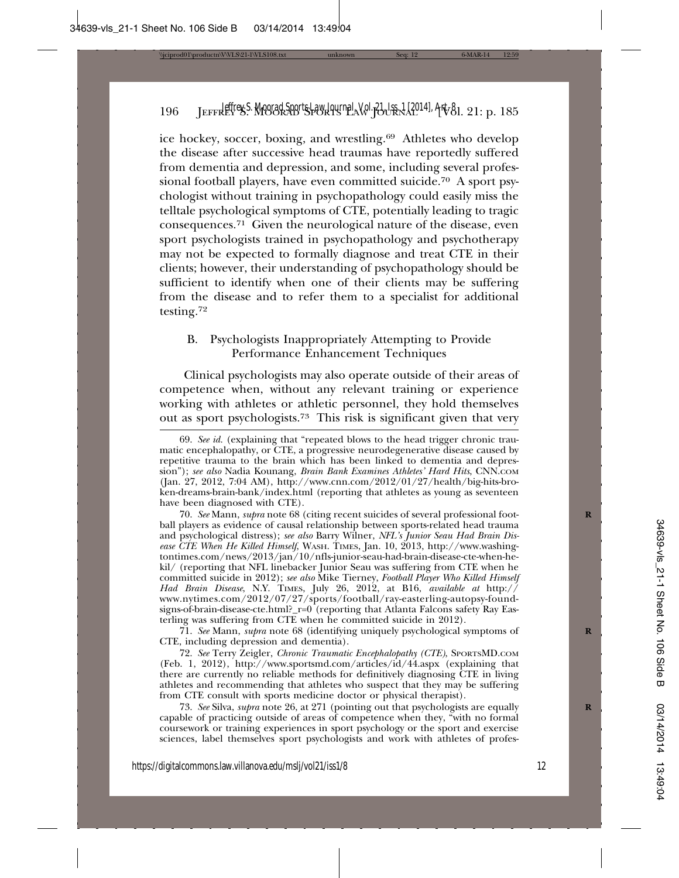ice hockey, soccer, boxing, and wrestling.[69] Athletes who develop the disease after successive head traumas have reportedly suffered from dementia and depression, and some, including several professional football players, have even committed suicide.[70] A sport psychologist without training in psychopathology could easily miss the telltale psychological symptoms of CTE, potentially leading to tragic consequences.[71] Given the neurological nature of the disease, even sport psychologists trained in psychopathology and psychotherapy may not be expected to formally diagnose and treat CTE in their clients; however, their understanding of psychopathology should be sufficient to identify when one of their clients may be suffering from the disease and to refer them to a specialist for additional testing.[72]

### B. Psychologists Inappropriately Attempting to Provide Performance Enhancement Techniques

Clinical psychologists may also operate outside of their areas of competence when, without any relevant training or experience working with athletes or athletic personnel, they hold themselves out as sport psychologists.[73] This risk is significant given that very

---

69. *See id.* (explaining that "repeated blows to the head trigger chronic traumatic encephalopathy, or CTE, a progressive neurodegenerative disease caused by repetitive trauma to the brain which has been linked to dementia and depression"); *see also* Nadia Kounang, *Brain Bank Examines Athletes' Hard Hits*, CNN.COM (Jan. 27, 2012, 7:04 AM), http://www.cnn.com/2012/01/27/health/big-hits-broken-dreams-brain-bank/index.html (reporting that athletes as young as seventeen have been diagnosed with CTE).

70. *See* Mann, *supra* note 68 (citing recent suicides of several professional football players as evidence of causal relationship between sports-related head trauma and psychological distress); *see also* Barry Wilner, *NFL's Junior Seau Had Brain Disease CTE When He Killed Himself*, WASH. TIMES, Jan. 10, 2013, http://www.washingtontimes.com/news/2013/jan/10/nfls-junior-seau-had-brain-disease-cte-when-he-kil/ (reporting that NFL linebacker Junior Seau was suffering from CTE when he committed suicide in 2012); *see also* Mike Tierney, *Football Player Who Killed Himself Had Brain Disease*, N.Y. TIMES, July 26, 2012, at B16, *available at* http://www.nytimes.com/2012/07/27/sports/football/ray-easterling-autopsy-found-signs-of-brain-disease-cte.html?_r=0 (reporting that Atlanta Falcons safety Ray Easterling was suffering from CTE when he committed suicide in 2012).

71. *See* Mann, *supra* note 68 (identifying uniquely psychological symptoms of CTE, including depression and dementia).

72. *See* Terry Zeigler, *Chronic Traumatic Encephalopathy (CTE)*, SPORTSMD.COM (Feb. 1, 2012), http://www.sportsmd.com/articles/id/44.aspx (explaining that there are currently no reliable methods for definitively diagnosing CTE in living athletes and recommending that athletes who suspect that they may be suffering from CTE consult with sports medicine doctor or physical therapist).

73. *See* Silva, *supra* note 26, at 271 (pointing out that psychologists are equally capable of practicing outside of areas of competence when they, "with no formal coursework or training experiences in sport psychology or the sport and exercise sciences, label themselves sport psychologists and work with athletes of profes-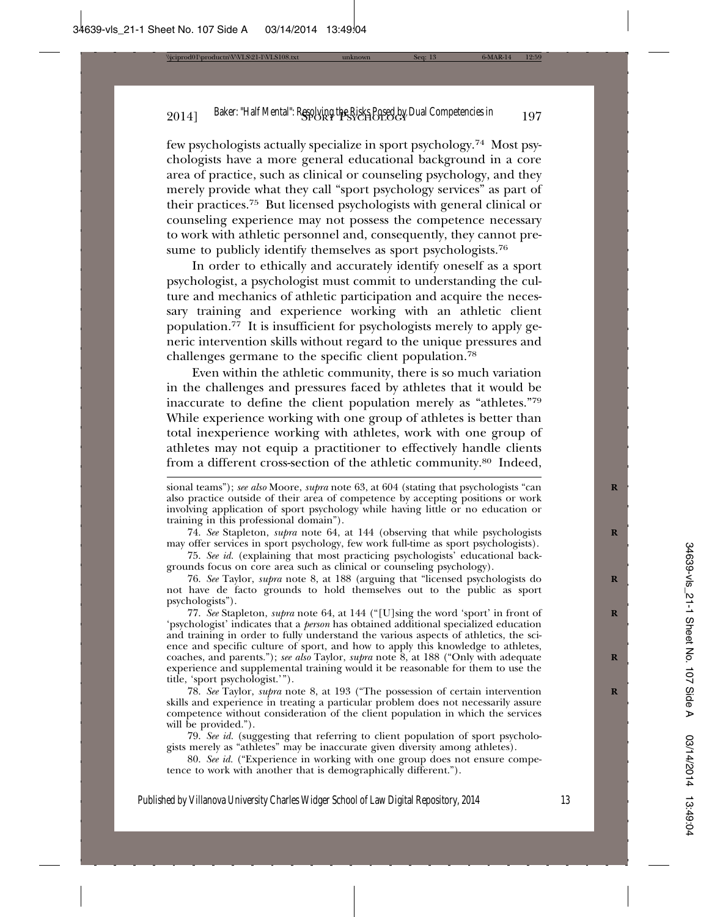few psychologists actually specialize in sport psychology.[74] Most psychologists have a more general educational background in a core area of practice, such as clinical or counseling psychology, and they merely provide what they call "sport psychology services" as part of their practices.[75] But licensed psychologists with general clinical or counseling experience may not possess the competence necessary to work with athletic personnel and, consequently, they cannot presume to publicly identify themselves as sport psychologists.[76]

In order to ethically and accurately identify oneself as a sport psychologist, a psychologist must commit to understanding the culture and mechanics of athletic participation and acquire the necessary training and experience working with an athletic client population.[77] It is insufficient for psychologists merely to apply generic intervention skills without regard to the unique pressures and challenges germane to the specific client population.[78]

Even within the athletic community, there is so much variation in the challenges and pressures faced by athletes that it would be inaccurate to define the client population merely as "athletes."[79] While experience working with one group of athletes is better than total inexperience working with athletes, work with one group of athletes may not equip a practitioner to effectively handle clients from a different cross-section of the athletic community.[80] Indeed,

---

sional teams"); *see also* Moore, *supra* note 63, at 604 (stating that psychologists "can also practice outside of their area of competence by accepting positions or work involving application of sport psychology while having little or no education or training in this professional domain").

74. *See* Stapleton, *supra* note 64, at 144 (observing that while psychologists may offer services in sport psychology, few work full-time as sport psychologists).

75. *See id.* (explaining that most practicing psychologists' educational backgrounds focus on core area such as clinical or counseling psychology).

76. *See* Taylor, *supra* note 8, at 188 (arguing that "licensed psychologists do not have de facto grounds to hold themselves out to the public as sport psychologists").

77. *See* Stapleton, *supra* note 64, at 144 ("[U]sing the word 'sport' in front of 'psychologist' indicates that a *person* has obtained additional specialized education and training in order to fully understand the various aspects of athletics, the science and specific culture of sport, and how to apply this knowledge to athletes, coaches, and parents."); *see also* Taylor, *supra* note 8, at 188 ("Only with adequate experience and supplemental training would it be reasonable for them to use the title, 'sport psychologist.'").

78. *See* Taylor, *supra* note 8, at 193 ("The possession of certain intervention skills and experience in treating a particular problem does not necessarily assure competence without consideration of the client population in which the services will be provided.").

79. *See id.* (suggesting that referring to client population of sport psychologists merely as "athletes" may be inaccurate given diversity among athletes).

80. *See id.* ("Experience in working with one group does not ensure competence to work with another that is demographically different.").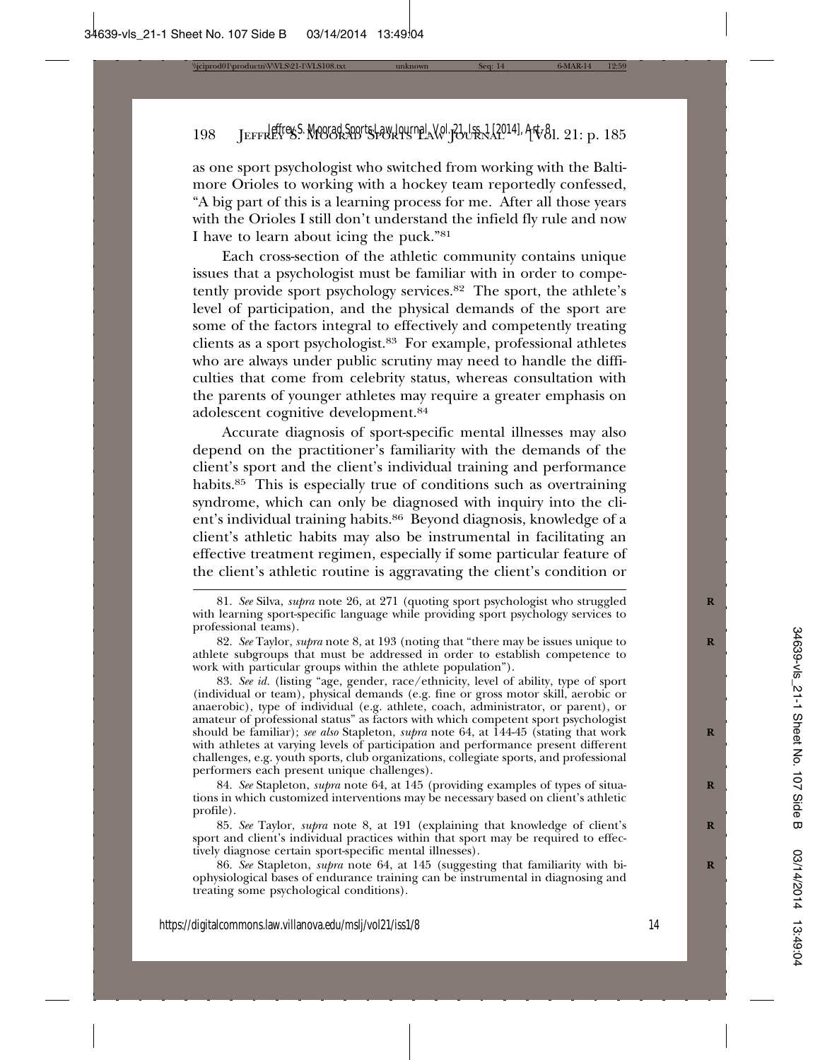as one sport psychologist who switched from working with the Baltimore Orioles to working with a hockey team reportedly confessed, "A big part of this is a learning process for me. After all those years with the Orioles I still don't understand the infield fly rule and now I have to learn about icing the puck."[81]

Each cross-section of the athletic community contains unique issues that a psychologist must be familiar with in order to competently provide sport psychology services.[82] The sport, the athlete's level of participation, and the physical demands of the sport are some of the factors integral to effectively and competently treating clients as a sport psychologist.[83] For example, professional athletes who are always under public scrutiny may need to handle the difficulties that come from celebrity status, whereas consultation with the parents of younger athletes may require a greater emphasis on adolescent cognitive development.[84]

Accurate diagnosis of sport-specific mental illnesses may also depend on the practitioner's familiarity with the demands of the client's sport and the client's individual training and performance habits.[85] This is especially true of conditions such as overtraining syndrome, which can only be diagnosed with inquiry into the client's individual training habits.[86] Beyond diagnosis, knowledge of a client's athletic habits may also be instrumental in facilitating an effective treatment regimen, especially if some particular feature of the client's athletic routine is aggravating the client's condition or

---

81. *See* Silva, *supra* note 26, at 271 (quoting sport psychologist who struggled with learning sport-specific language while providing sport psychology services to professional teams).

82. *See* Taylor, *supra* note 8, at 193 (noting that "there may be issues unique to athlete subgroups that must be addressed in order to establish competence to work with particular groups within the athlete population").

83. *See id.* (listing "age, gender, race/ethnicity, level of ability, type of sport (individual or team), physical demands (e.g. fine or gross motor skill, aerobic or anaerobic), type of individual (e.g. athlete, coach, administrator, or parent), or amateur of professional status" as factors with which competent sport psychologist should be familiar); *see also* Stapleton, *supra* note 64, at 144-45 (stating that work with athletes at varying levels of participation and performance present different challenges, e.g. youth sports, club organizations, collegiate sports, and professional performers each present unique challenges).

84. *See* Stapleton, *supra* note 64, at 145 (providing examples of types of situations in which customized interventions may be necessary based on client's athletic profile).

85. *See* Taylor, *supra* note 8, at 191 (explaining that knowledge of client's sport and client's individual practices within that sport may be required to effectively diagnose certain sport-specific mental illnesses).

86. *See* Stapleton, *supra* note 64, at 145 (suggesting that familiarity with biophysiological bases of endurance training can be instrumental in diagnosing and treating some psychological conditions).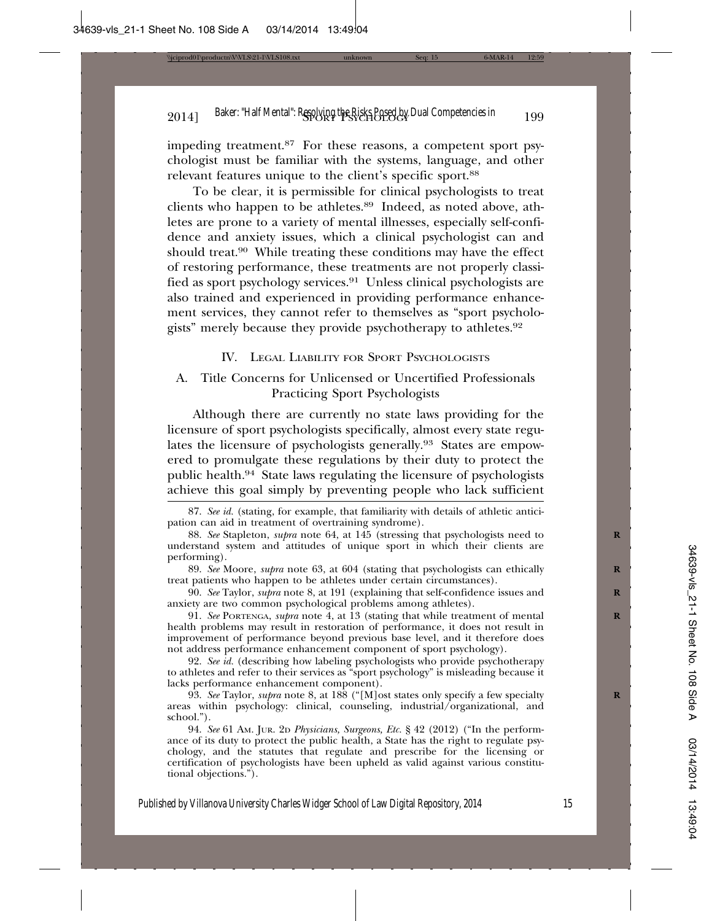impeding treatment.[87] For these reasons, a competent sport psychologist must be familiar with the systems, language, and other relevant features unique to the client's specific sport.[88]

To be clear, it is permissible for clinical psychologists to treat clients who happen to be athletes.[89] Indeed, as noted above, athletes are prone to a variety of mental illnesses, especially self-confidence and anxiety issues, which a clinical psychologist can and should treat.[90] While treating these conditions may have the effect of restoring performance, these treatments are not properly classified as sport psychology services.[91] Unless clinical psychologists are also trained and experienced in providing performance enhancement services, they cannot refer to themselves as "sport psychologists" merely because they provide psychotherapy to athletes.[92]

## IV. Legal Liability for Sport Psychologists

### A. Title Concerns for Unlicensed or Uncertified Professionals Practicing Sport Psychologists

Although there are currently no state laws providing for the licensure of sport psychologists specifically, almost every state regulates the licensure of psychologists generally.[93] States are empowered to promulgate these regulations by their duty to protect the public health.[94] State laws regulating the licensure of psychologists achieve this goal simply by preventing people who lack sufficient

---

87. *See id.* (stating, for example, that familiarity with details of athletic anticipation can aid in treatment of overtraining syndrome).

88. *See* Stapleton, *supra* note 64, at 145 (stressing that psychologists need to understand system and attitudes of unique sport in which their clients are performing).

89. *See* Moore, *supra* note 63, at 604 (stating that psychologists can ethically treat patients who happen to be athletes under certain circumstances).

90. *See* Taylor, *supra* note 8, at 191 (explaining that self-confidence issues and anxiety are two common psychological problems among athletes).

91. *See* Portenga, *supra* note 4, at 13 (stating that while treatment of mental health problems may result in restoration of performance, it does not result in improvement of performance beyond previous base level, and it therefore does not address performance enhancement component of sport psychology).

92. *See id.* (describing how labeling psychologists who provide psychotherapy to athletes and refer to their services as "sport psychology" is misleading because it lacks performance enhancement component).

93. *See* Taylor, *supra* note 8, at 188 ("[M]ost states only specify a few specialty areas within psychology: clinical, counseling, industrial/organizational, and school.").

94. *See* 61 Am. Jur. 2d *Physicians, Surgeons, Etc.* § 42 (2012) ("In the performance of its duty to protect the public health, a State has the right to regulate psychology, and the statutes that regulate and prescribe for the licensing or certification of psychologists have been upheld as valid against various constitutional objections.").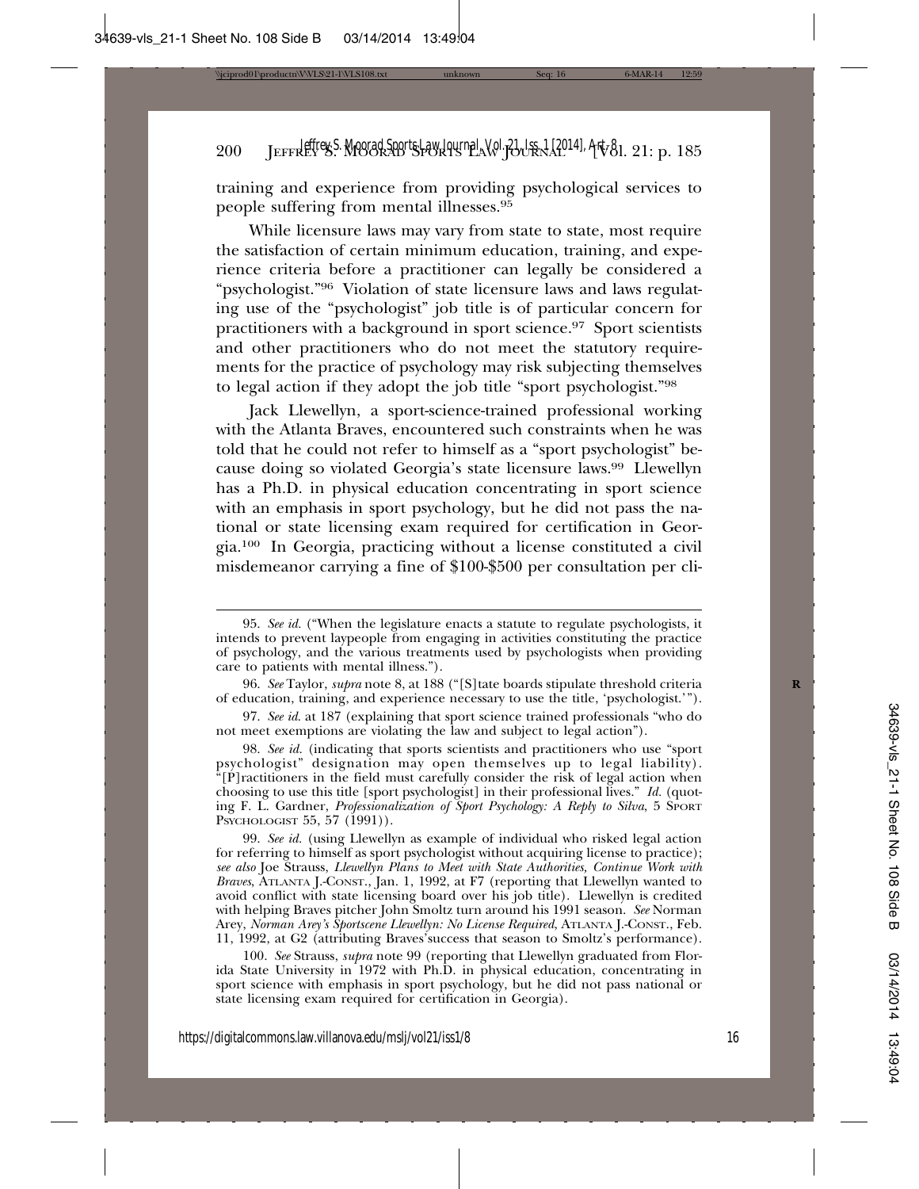training and experience from providing psychological services to people suffering from mental illnesses.[95]

While licensure laws may vary from state to state, most require the satisfaction of certain minimum education, training, and experience criteria before a practitioner can legally be considered a "psychologist."[96] Violation of state licensure laws and laws regulating use of the "psychologist" job title is of particular concern for practitioners with a background in sport science.[97] Sport scientists and other practitioners who do not meet the statutory requirements for the practice of psychology may risk subjecting themselves to legal action if they adopt the job title "sport psychologist."[98]

Jack Llewellyn, a sport-science-trained professional working with the Atlanta Braves, encountered such constraints when he was told that he could not refer to himself as a "sport psychologist" because doing so violated Georgia's state licensure laws.[99] Llewellyn has a Ph.D. in physical education concentrating in sport science with an emphasis in sport psychology, but he did not pass the national or state licensing exam required for certification in Georgia.[100] In Georgia, practicing without a license constituted a civil misdemeanor carrying a fine of $100-$500 per consultation per cli-

---

95. *See id.* ("When the legislature enacts a statute to regulate psychologists, it intends to prevent laypeople from engaging in activities constituting the practice of psychology, and the various treatments used by psychologists when providing care to patients with mental illness.").

96. *See* Taylor, *supra* note 8, at 188 ("[S]tate boards stipulate threshold criteria of education, training, and experience necessary to use the title, 'psychologist.'").

97. *See id.* at 187 (explaining that sport science trained professionals "who do not meet exemptions are violating the law and subject to legal action").

98. *See id.* (indicating that sports scientists and practitioners who use "sport psychologist" designation may open themselves up to legal liability). "[P]ractitioners in the field must carefully consider the risk of legal action when choosing to use this title [sport psychologist] in their professional lives." *Id.* (quoting F. L. Gardner, *Professionalization of Sport Psychology: A Reply to Silva*, 5 SPORT PSYCHOLOGIST 55, 57 (1991)).

99. *See id.* (using Llewellyn as example of individual who risked legal action for referring to himself as sport psychologist without acquiring license to practice); *see also* Joe Strauss, *Llewellyn Plans to Meet with State Authorities, Continue Work with Braves*, ATLANTA J.-CONST., Jan. 1, 1992, at F7 (reporting that Llewellyn wanted to avoid conflict with state licensing board over his job title). Llewellyn is credited with helping Braves pitcher John Smoltz turn around his 1991 season. *See* Norman Arey, *Norman Arey's Sportscene Llewellyn: No License Required*, ATLANTA J.-CONST., Feb. 11, 1992, at G2 (attributing Braves' success that season to Smoltz's performance).

100. *See* Strauss, *supra* note 99 (reporting that Llewellyn graduated from Florida State University in 1972 with Ph.D. in physical education, concentrating in sport science with emphasis in sport psychology, but he did not pass national or state licensing exam required for certification in Georgia).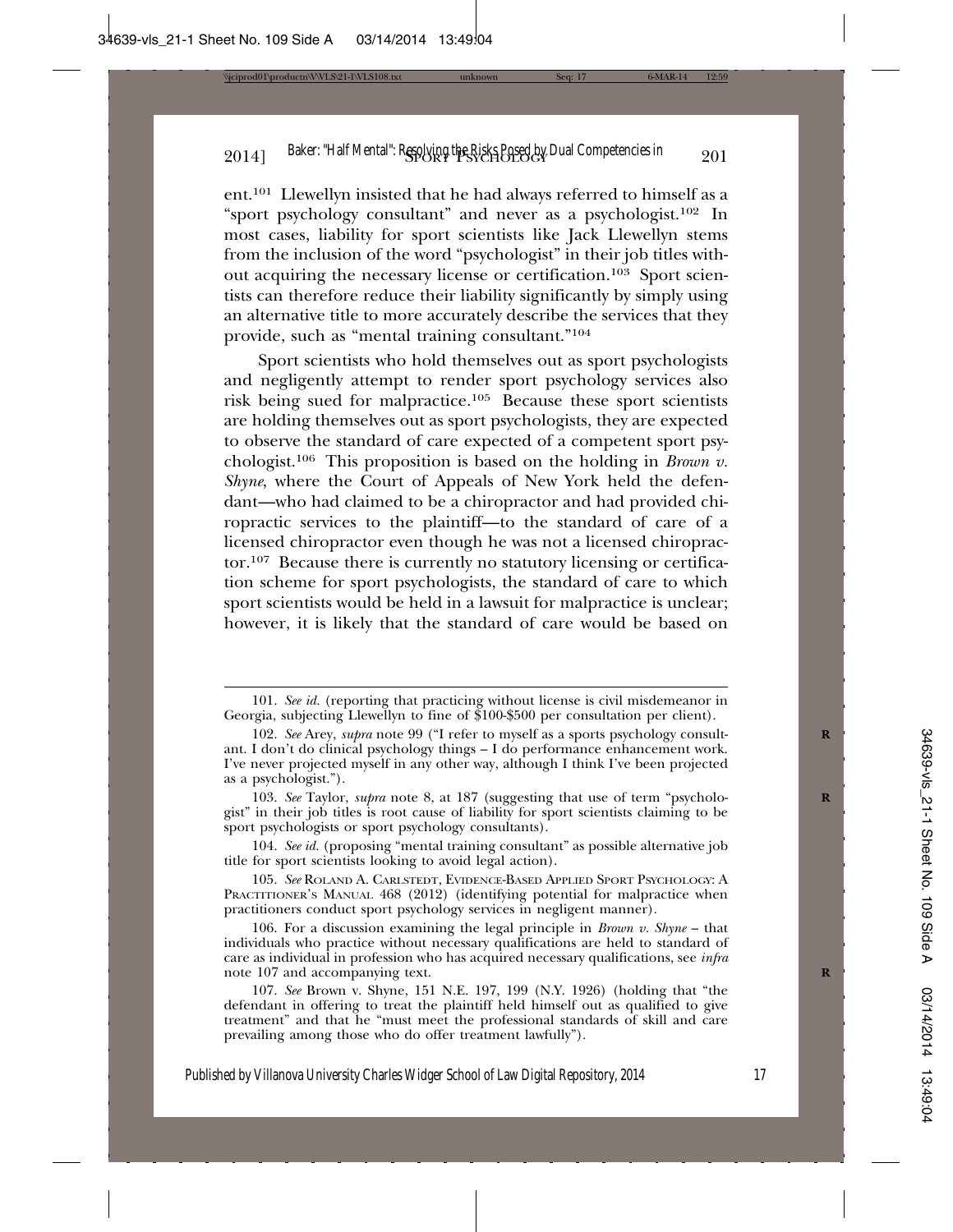ent.[101] Llewellyn insisted that he had always referred to himself as a "sport psychology consultant" and never as a psychologist.[102] In most cases, liability for sport scientists like Jack Llewellyn stems from the inclusion of the word "psychologist" in their job titles without acquiring the necessary license or certification.[103] Sport scientists can therefore reduce their liability significantly by simply using an alternative title to more accurately describe the services that they provide, such as "mental training consultant."[104]

Sport scientists who hold themselves out as sport psychologists and negligently attempt to render sport psychology services also risk being sued for malpractice.[105] Because these sport scientists are holding themselves out as sport psychologists, they are expected to observe the standard of care expected of a competent sport psychologist.[106] This proposition is based on the holding in *Brown v. Shyne*, where the Court of Appeals of New York held the defendant—who had claimed to be a chiropractor and had provided chiropractic services to the plaintiff—to the standard of care of a licensed chiropractor even though he was not a licensed chiropractor.[107] Because there is currently no statutory licensing or certification scheme for sport psychologists, the standard of care to which sport scientists would be held in a lawsuit for malpractice is unclear; however, it is likely that the standard of care would be based on

---

101. *See id.* (reporting that practicing without license is civil misdemeanor in Georgia, subjecting Llewellyn to fine of $100-$500 per consultation per client).

102. *See* Arey, *supra* note 99 ("I refer to myself as a sports psychology consultant. I don't do clinical psychology things – I do performance enhancement work. I've never projected myself in any other way, although I think I've been projected as a psychologist.").

103. *See* Taylor, *supra* note 8, at 187 (suggesting that use of term "psychologist" in their job titles is root cause of liability for sport scientists claiming to be sport psychologists or sport psychology consultants).

104. *See id.* (proposing "mental training consultant" as possible alternative job title for sport scientists looking to avoid legal action).

105. *See* Roland A. Carlstedt, Evidence-Based Applied Sport Psychology: A Practitioner's Manual 468 (2012) (identifying potential for malpractice when practitioners conduct sport psychology services in negligent manner).

106. For a discussion examining the legal principle in *Brown v. Shyne* – that individuals who practice without necessary qualifications are held to standard of care as individual in profession who has acquired necessary qualifications, see *infra* note 107 and accompanying text.

107. *See* Brown v. Shyne, 151 N.E. 197, 199 (N.Y. 1926) (holding that "the defendant in offering to treat the plaintiff held himself out as qualified to give treatment" and that he "must meet the professional standards of skill and care prevailing among those who do offer treatment lawfully").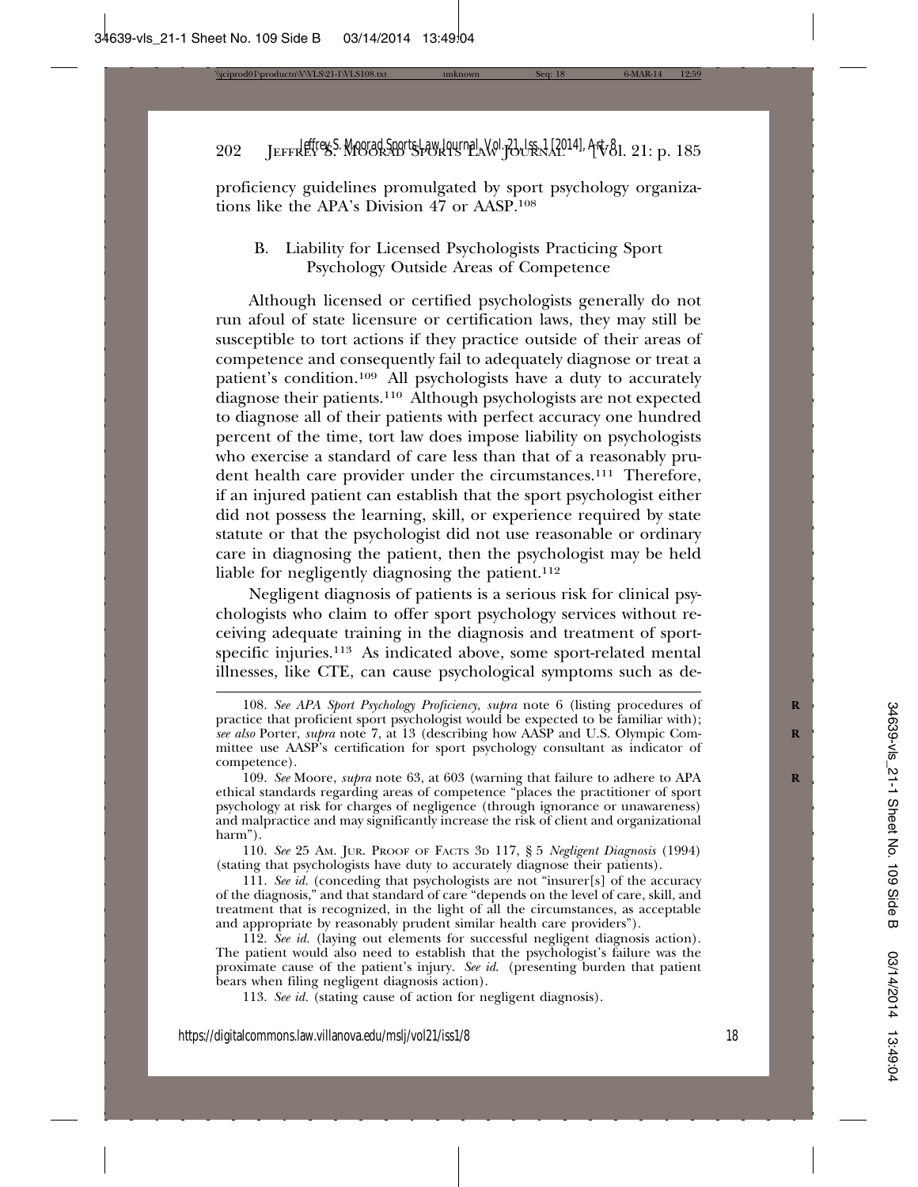proficiency guidelines promulgated by sport psychology organizations like the APA's Division 47 or AASP.[108]

### B. Liability for Licensed Psychologists Practicing Sport Psychology Outside Areas of Competence

Although licensed or certified psychologists generally do not run afoul of state licensure or certification laws, they may still be susceptible to tort actions if they practice outside of their areas of competence and consequently fail to adequately diagnose or treat a patient's condition.[109] All psychologists have a duty to accurately diagnose their patients.[110] Although psychologists are not expected to diagnose all of their patients with perfect accuracy one hundred percent of the time, tort law does impose liability on psychologists who exercise a standard of care less than that of a reasonably prudent health care provider under the circumstances.[111] Therefore, if an injured patient can establish that the sport psychologist either did not possess the learning, skill, or experience required by state statute or that the psychologist did not use reasonable or ordinary care in diagnosing the patient, then the psychologist may be held liable for negligently diagnosing the patient.[112]

Negligent diagnosis of patients is a serious risk for clinical psychologists who claim to offer sport psychology services without receiving adequate training in the diagnosis and treatment of sport-specific injuries.[113] As indicated above, some sport-related mental illnesses, like CTE, can cause psychological symptoms such as de-

---

108. *See APA Sport Psychology Proficiency*, *supra* note 6 (listing procedures of practice that proficient sport psychologist would be expected to be familiar with); *see also* Porter, *supra* note 7, at 13 (describing how AASP and U.S. Olympic Committee use AASP's certification for sport psychology consultant as indicator of competence).

109. *See* Moore, *supra* note 63, at 603 (warning that failure to adhere to APA ethical standards regarding areas of competence "places the practitioner of sport psychology at risk for charges of negligence (through ignorance or unawareness) and malpractice and may significantly increase the risk of client and organizational harm").

110. *See* 25 Am. Jur. Proof of Facts 3d 117, § 5 *Negligent Diagnosis* (1994) (stating that psychologists have duty to accurately diagnose their patients).

111. *See id.* (conceding that psychologists are not "insurer[s] of the accuracy of the diagnosis," and that standard of care "depends on the level of care, skill, and treatment that is recognized, in the light of all the circumstances, as acceptable and appropriate by reasonably prudent similar health care providers").

112. *See id.* (laying out elements for successful negligent diagnosis action). The patient would also need to establish that the psychologist's failure was the proximate cause of the patient's injury. *See id.* (presenting burden that patient bears when filing negligent diagnosis action).

113. *See id.* (stating cause of action for negligent diagnosis).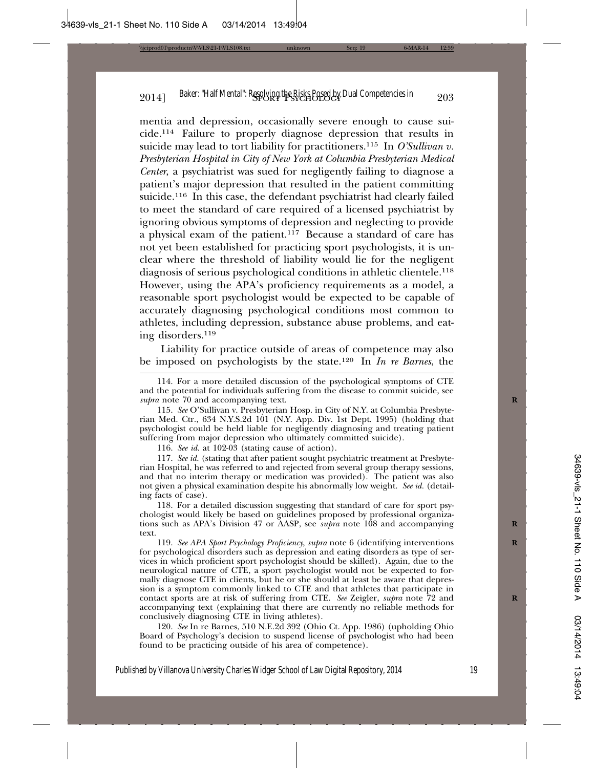mentia and depression, occasionally severe enough to cause suicide.[114] Failure to properly diagnose depression that results in suicide may lead to tort liability for practitioners.[115] In *O'Sullivan v. Presbyterian Hospital in City of New York at Columbia Presbyterian Medical Center*, a psychiatrist was sued for negligently failing to diagnose a patient's major depression that resulted in the patient committing suicide.[116] In this case, the defendant psychiatrist had clearly failed to meet the standard of care required of a licensed psychiatrist by ignoring obvious symptoms of depression and neglecting to provide a physical exam of the patient.[117] Because a standard of care has not yet been established for practicing sport psychologists, it is unclear where the threshold of liability would lie for the negligent diagnosis of serious psychological conditions in athletic clientele.[118] However, using the APA's proficiency requirements as a model, a reasonable sport psychologist would be expected to be capable of accurately diagnosing psychological conditions most common to athletes, including depression, substance abuse problems, and eating disorders.[119]

Liability for practice outside of areas of competence may also be imposed on psychologists by the state.[120] In *In re Barnes*, the

---

114. For a more detailed discussion of the psychological symptoms of CTE and the potential for individuals suffering from the disease to commit suicide, see *supra* note 70 and accompanying text.

115. *See* O'Sullivan v. Presbyterian Hosp. in City of N.Y. at Columbia Presbyterian Med. Ctr., 634 N.Y.S.2d 101 (N.Y. App. Div. 1st Dept. 1995) (holding that psychologist could be held liable for negligently diagnosing and treating patient suffering from major depression who ultimately committed suicide).

116. *See id.* at 102-03 (stating cause of action).

117. *See id.* (stating that after patient sought psychiatric treatment at Presbyterian Hospital, he was referred to and rejected from several group therapy sessions, and that no interim therapy or medication was provided). The patient was also not given a physical examination despite his abnormally low weight. *See id.* (detailing facts of case).

118. For a detailed discussion suggesting that standard of care for sport psychologist would likely be based on guidelines proposed by professional organizations such as APA's Division 47 or AASP, see *supra* note 108 and accompanying text.

119. *See APA Sport Psychology Proficiency*, *supra* note 6 (identifying interventions for psychological disorders such as depression and eating disorders as type of services in which proficient sport psychologist should be skilled). Again, due to the neurological nature of CTE, a sport psychologist would not be expected to formally diagnose CTE in clients, but he or she should at least be aware that depression is a symptom commonly linked to CTE and that athletes that participate in contact sports are at risk of suffering from CTE. *See* Zeigler, *supra* note 72 and accompanying text (explaining that there are currently no reliable methods for conclusively diagnosing CTE in living athletes).

120. *See* In re Barnes, 510 N.E.2d 392 (Ohio Ct. App. 1986) (upholding Ohio Board of Psychology's decision to suspend license of psychologist who had been found to be practicing outside of his area of competence).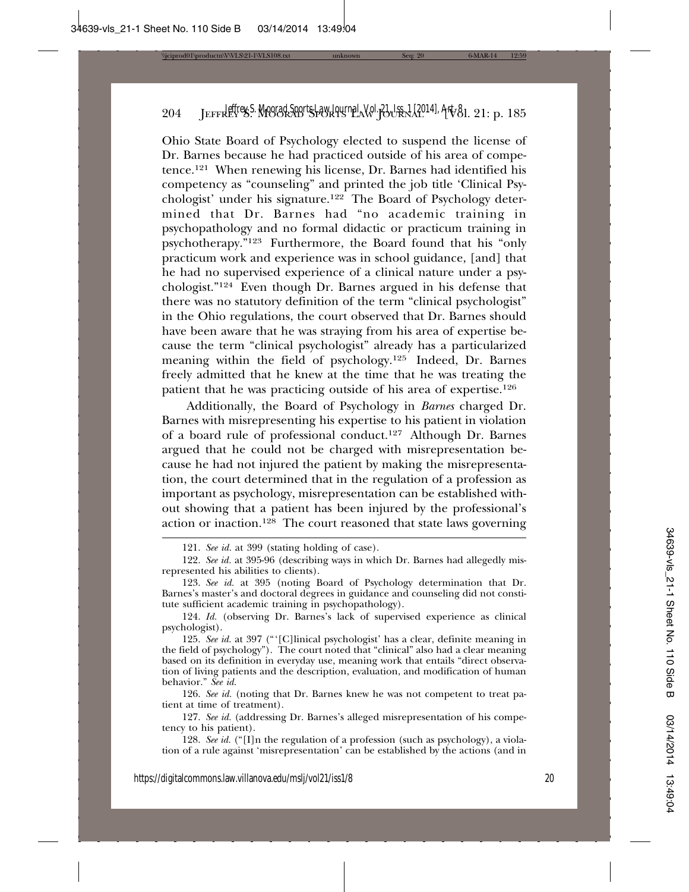Ohio State Board of Psychology elected to suspend the license of Dr. Barnes because he had practiced outside of his area of competence.[121] When renewing his license, Dr. Barnes had identified his competency as "counseling" and printed the job title 'Clinical Psychologist' under his signature.[122] The Board of Psychology determined that Dr. Barnes had "no academic training in psychopathology and no formal didactic or practicum training in psychotherapy."[123] Furthermore, the Board found that his "only practicum work and experience was in school guidance, [and] that he had no supervised experience of a clinical nature under a psychologist."[124] Even though Dr. Barnes argued in his defense that there was no statutory definition of the term "clinical psychologist" in the Ohio regulations, the court observed that Dr. Barnes should have been aware that he was straying from his area of expertise because the term "clinical psychologist" already has a particularized meaning within the field of psychology.[125] Indeed, Dr. Barnes freely admitted that he knew at the time that he was treating the patient that he was practicing outside of his area of expertise.[126]

Additionally, the Board of Psychology in *Barnes* charged Dr. Barnes with misrepresenting his expertise to his patient in violation of a board rule of professional conduct.[127] Although Dr. Barnes argued that he could not be charged with misrepresentation because he had not injured the patient by making the misrepresentation, the court determined that in the regulation of a profession as important as psychology, misrepresentation can be established without showing that a patient has been injured by the professional's action or inaction.[128] The court reasoned that state laws governing

---

121. *See id.* at 399 (stating holding of case).

122. *See id.* at 395-96 (describing ways in which Dr. Barnes had allegedly misrepresented his abilities to clients).

123. *See id.* at 395 (noting Board of Psychology determination that Dr. Barnes's master's and doctoral degrees in guidance and counseling did not constitute sufficient academic training in psychopathology).

124. *Id.* (observing Dr. Barnes's lack of supervised experience as clinical psychologist).

125. *See id.* at 397 ("'[C]linical psychologist' has a clear, definite meaning in the field of psychology"). The court noted that "clinical" also had a clear meaning based on its definition in everyday use, meaning work that entails "direct observation of living patients and the description, evaluation, and modification of human behavior." *See id.*

126. *See id.* (noting that Dr. Barnes knew he was not competent to treat patient at time of treatment).

127. *See id.* (addressing Dr. Barnes's alleged misrepresentation of his competency to his patient).

128. *See id.* ("[I]n the regulation of a profession (such as psychology), a violation of a rule against 'misrepresentation' can be established by the actions (and in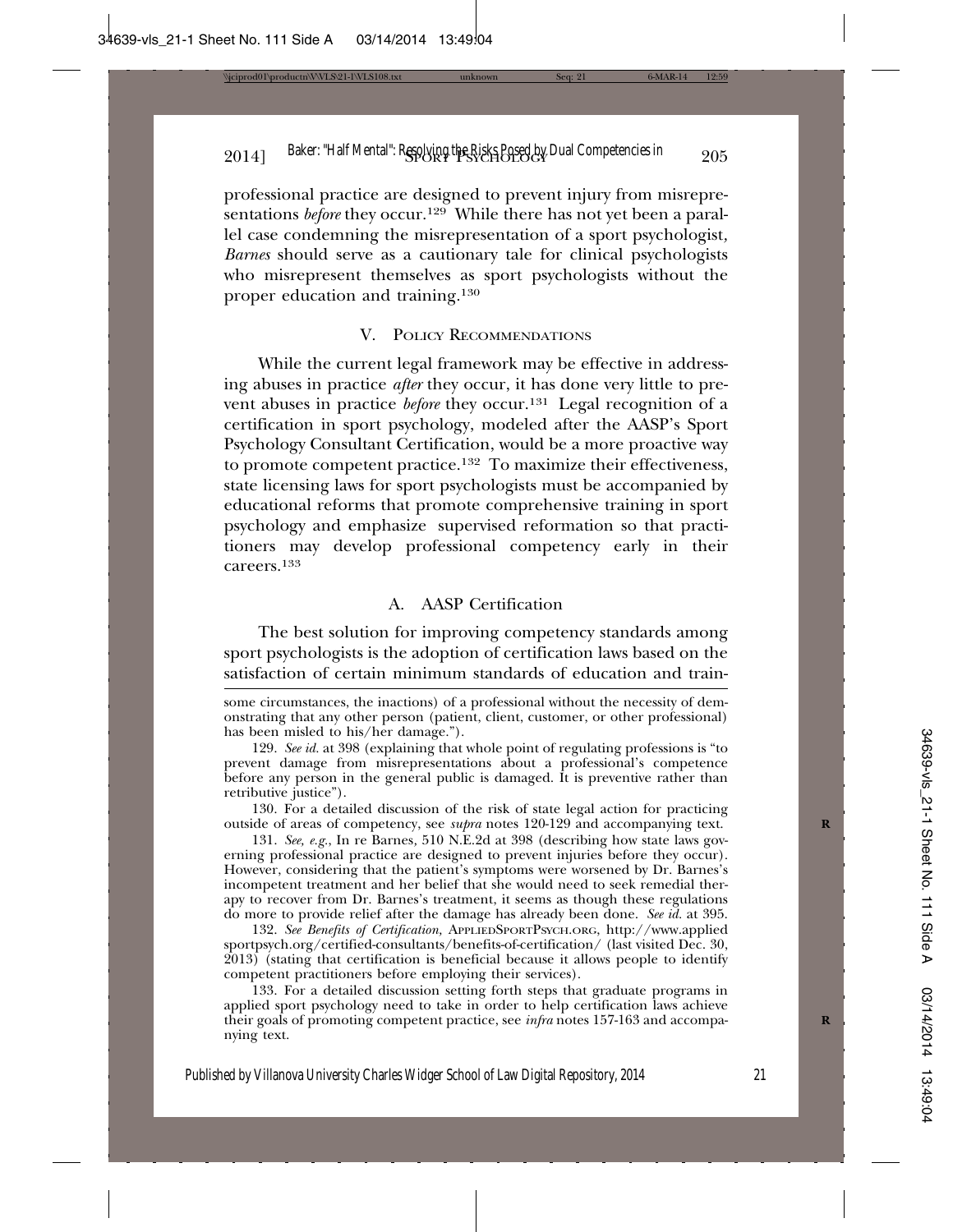professional practice are designed to prevent injury from misrepresentations *before* they occur.[129] While there has not yet been a parallel case condemning the misrepresentation of a sport psychologist, *Barnes* should serve as a cautionary tale for clinical psychologists who misrepresent themselves as sport psychologists without the proper education and training.[130]

## V. Policy Recommendations

While the current legal framework may be effective in addressing abuses in practice *after* they occur, it has done very little to prevent abuses in practice *before* they occur.[131] Legal recognition of a certification in sport psychology, modeled after the AASP's Sport Psychology Consultant Certification, would be a more proactive way to promote competent practice.[132] To maximize their effectiveness, state licensing laws for sport psychologists must be accompanied by educational reforms that promote comprehensive training in sport psychology and emphasize supervised reformation so that practitioners may develop professional competency early in their careers.[133]

### A. AASP Certification

The best solution for improving competency standards among sport psychologists is the adoption of certification laws based on the satisfaction of certain minimum standards of education and train-

---

some circumstances, the inactions) of a professional without the necessity of demonstrating that any other person (patient, client, customer, or other professional) has been misled to his/her damage.").

129. *See id.* at 398 (explaining that whole point of regulating professions is "to prevent damage from misrepresentations about a professional's competence before any person in the general public is damaged. It is preventive rather than retributive justice").

130. For a detailed discussion of the risk of state legal action for practicing outside of areas of competency, see *supra* notes 120-129 and accompanying text.

131. *See, e.g.*, In re Barnes, 510 N.E.2d at 398 (describing how state laws governing professional practice are designed to prevent injuries before they occur). However, considering that the patient's symptoms were worsened by Dr. Barnes's incompetent treatment and her belief that she would need to seek remedial therapy to recover from Dr. Barnes's treatment, it seems as though these regulations do more to provide relief after the damage has already been done. *See id.* at 395.

132. *See Benefits of Certification,* AppliedSportPsych.org, http://www.appliedsportpsych.org/certified-consultants/benefits-of-certification/ (last visited Dec. 30, 2013) (stating that certification is beneficial because it allows people to identify competent practitioners before employing their services).

133. For a detailed discussion setting forth steps that graduate programs in applied sport psychology need to take in order to help certification laws achieve their goals of promoting competent practice, see *infra* notes 157-163 and accompanying text.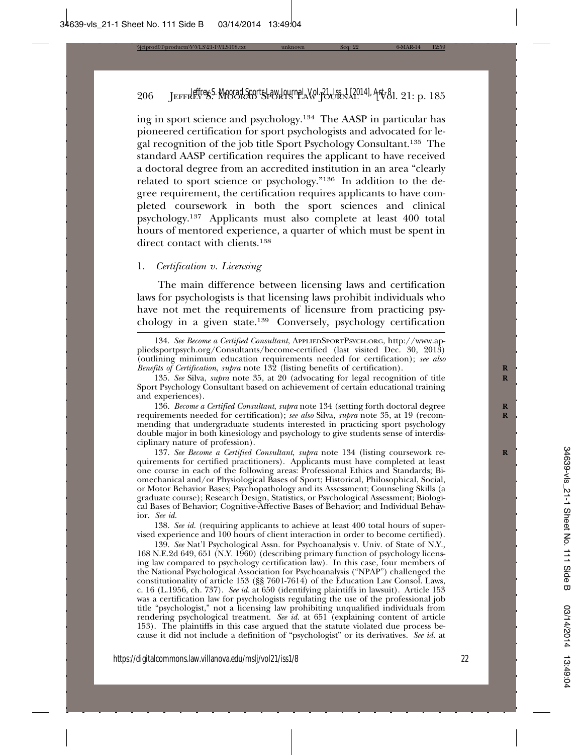ing in sport science and psychology.[134] The AASP in particular has pioneered certification for sport psychologists and advocated for legal recognition of the job title Sport Psychology Consultant.[135] The standard AASP certification requires the applicant to have received a doctoral degree from an accredited institution in an area "clearly related to sport science or psychology."[136] In addition to the degree requirement, the certification requires applicants to have completed coursework in both the sport sciences and clinical psychology.[137] Applicants must also complete at least 400 total hours of mentored experience, a quarter of which must be spent in direct contact with clients.[138]

### 1. *Certification v. Licensing*

The main difference between licensing laws and certification laws for psychologists is that licensing laws prohibit individuals who have not met the requirements of licensure from practicing psychology in a given state.[139] Conversely, psychology certification

---

134. *See Become a Certified Consultant*, APPLIEDSPORTPSYCH.ORG, http://www.appliedsportpsych.org/Consultants/become-certified (last visited Dec. 30, 2013) (outlining minimum education requirements needed for certification); *see also Benefits of Certification*, *supra* note 132 (listing benefits of certification).

135. *See* Silva, *supra* note 35, at 20 (advocating for legal recognition of title Sport Psychology Consultant based on achievement of certain educational training and experiences).

136. *Become a Certified Consultant*, *supra* note 134 (setting forth doctoral degree requirements needed for certification); *see also* Silva, *supra* note 35, at 19 (recommending that undergraduate students interested in practicing sport psychology double major in both kinesiology and psychology to give students sense of interdisciplinary nature of profession).

137. *See Become a Certified Consultant*, *supra* note 134 (listing coursework requirements for certified practitioners). Applicants must have completed at least one course in each of the following areas: Professional Ethics and Standards; Biomechanical and/or Physiological Bases of Sport; Historical, Philosophical, Social, or Motor Behavior Bases; Psychopathology and its Assessment; Counseling Skills (a graduate course); Research Design, Statistics, or Psychological Assessment; Biological Bases of Behavior; Cognitive-Affective Bases of Behavior; and Individual Behavior. *See id.*

138. *See id.* (requiring applicants to achieve at least 400 total hours of supervised experience and 100 hours of client interaction in order to become certified).

139. *See* Nat'l Psychological Assn. for Psychoanalysis v. Univ. of State of N.Y., 168 N.E.2d 649, 651 (N.Y. 1960) (describing primary function of psychology licensing law compared to psychology certification law). In this case, four members of the National Psychological Association for Psychoanalysis ("NPAP") challenged the constitutionality of article 153 (§§ 7601-7614) of the Education Law Consol. Laws, c. 16 (L.1956, ch. 737). *See id.* at 650 (identifying plaintiffs in lawsuit). Article 153 was a certification law for psychologists regulating the use of the professional job title "psychologist," not a licensing law prohibiting unqualified individuals from rendering psychological treatment. *See id.* at 651 (explaining content of article 153). The plaintiffs in this case argued that the statute violated due process because it did not include a definition of "psychologist" or its derivatives. *See id.* at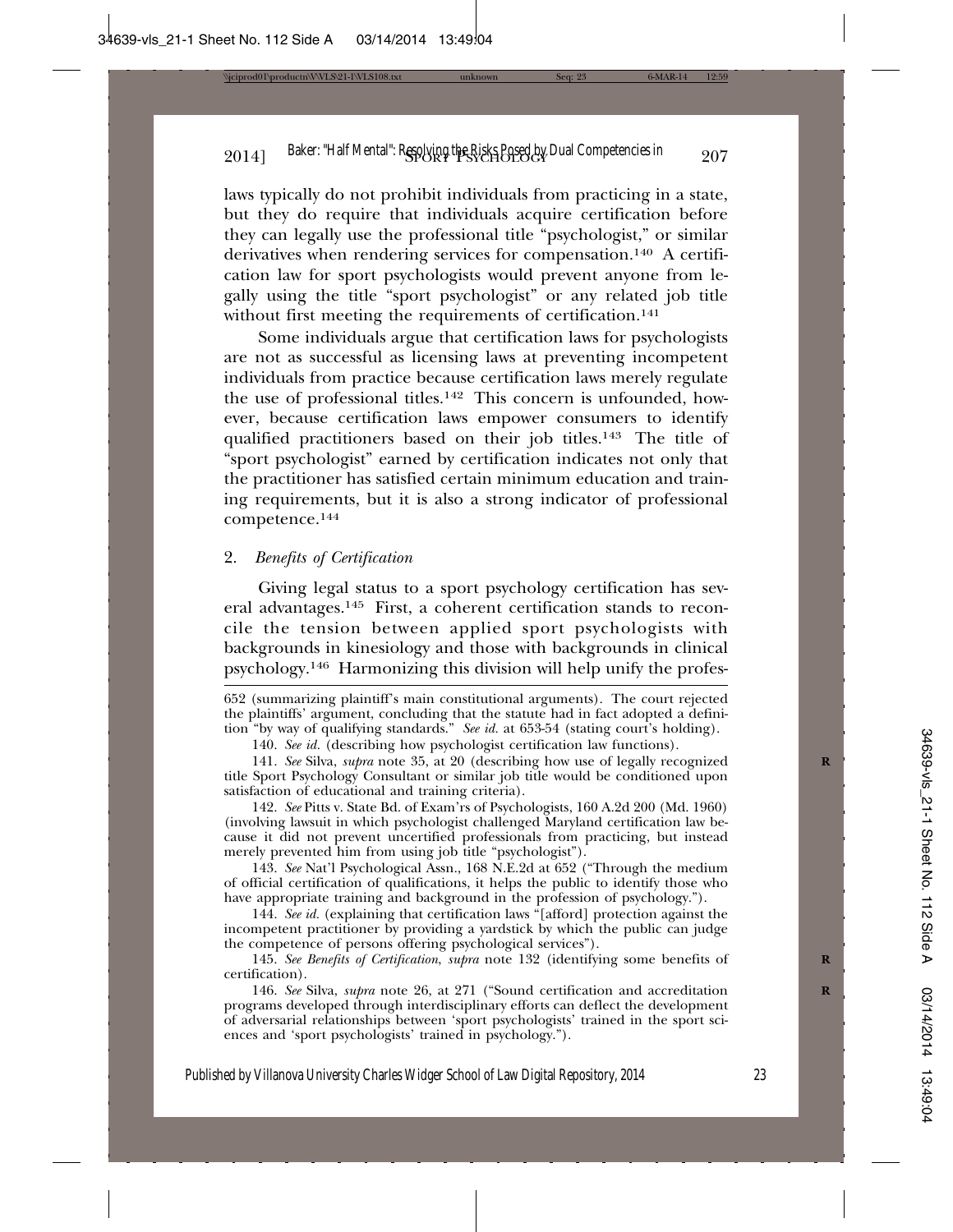laws typically do not prohibit individuals from practicing in a state, but they do require that individuals acquire certification before they can legally use the professional title "psychologist," or similar derivatives when rendering services for compensation.[140] A certification law for sport psychologists would prevent anyone from legally using the title "sport psychologist" or any related job title without first meeting the requirements of certification.[141]

Some individuals argue that certification laws for psychologists are not as successful as licensing laws at preventing incompetent individuals from practice because certification laws merely regulate the use of professional titles.[142] This concern is unfounded, however, because certification laws empower consumers to identify qualified practitioners based on their job titles.[143] The title of "sport psychologist" earned by certification indicates not only that the practitioner has satisfied certain minimum education and training requirements, but it is also a strong indicator of professional competence.[144]

### 2. *Benefits of Certification*

Giving legal status to a sport psychology certification has several advantages.[145] First, a coherent certification stands to reconcile the tension between applied sport psychologists with backgrounds in kinesiology and those with backgrounds in clinical psychology.[146] Harmonizing this division will help unify the profes-

---

652 (summarizing plaintiff's main constitutional arguments). The court rejected the plaintiffs' argument, concluding that the statute had in fact adopted a definition "by way of qualifying standards." *See id.* at 653-54 (stating court's holding).

140. *See id.* (describing how psychologist certification law functions).

141. *See* Silva, *supra* note 35, at 20 (describing how use of legally recognized title Sport Psychology Consultant or similar job title would be conditioned upon satisfaction of educational and training criteria).

142. *See* Pitts v. State Bd. of Exam'rs of Psychologists, 160 A.2d 200 (Md. 1960) (involving lawsuit in which psychologist challenged Maryland certification law because it did not prevent uncertified professionals from practicing, but instead merely prevented him from using job title "psychologist").

143. *See* Nat'l Psychological Assn., 168 N.E.2d at 652 ("Through the medium of official certification of qualifications, it helps the public to identify those who have appropriate training and background in the profession of psychology.").

144. *See id.* (explaining that certification laws "[afford] protection against the incompetent practitioner by providing a yardstick by which the public can judge the competence of persons offering psychological services").

145. *See Benefits of Certification*, *supra* note 132 (identifying some benefits of certification).

146. *See* Silva, *supra* note 26, at 271 ("Sound certification and accreditation programs developed through interdisciplinary efforts can deflect the development of adversarial relationships between 'sport psychologists' trained in the sport sciences and 'sport psychologists' trained in psychology.").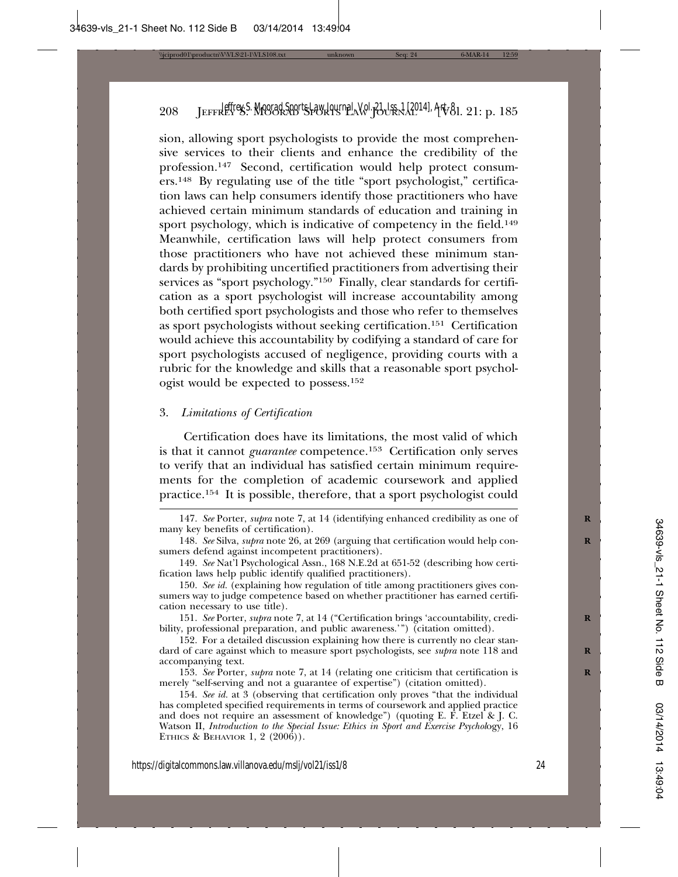sion, allowing sport psychologists to provide the most comprehensive services to their clients and enhance the credibility of the profession.[147] Second, certification would help protect consumers.[148] By regulating use of the title "sport psychologist," certification laws can help consumers identify those practitioners who have achieved certain minimum standards of education and training in sport psychology, which is indicative of competency in the field.[149] Meanwhile, certification laws will help protect consumers from those practitioners who have not achieved these minimum standards by prohibiting uncertified practitioners from advertising their services as "sport psychology."[150] Finally, clear standards for certification as a sport psychologist will increase accountability among both certified sport psychologists and those who refer to themselves as sport psychologists without seeking certification.[151] Certification would achieve this accountability by codifying a standard of care for sport psychologists accused of negligence, providing courts with a rubric for the knowledge and skills that a reasonable sport psychologist would be expected to possess.[152]

### 3. *Limitations of Certification*

Certification does have its limitations, the most valid of which is that it cannot *guarantee* competence.[153] Certification only serves to verify that an individual has satisfied certain minimum requirements for the completion of academic coursework and applied practice.[154] It is possible, therefore, that a sport psychologist could

---

147. *See* Porter, *supra* note 7, at 14 (identifying enhanced credibility as one of many key benefits of certification).

148. *See* Silva, *supra* note 26, at 269 (arguing that certification would help consumers defend against incompetent practitioners).

149. *See* Nat'l Psychological Assn., 168 N.E.2d at 651-52 (describing how certification laws help public identify qualified practitioners).

150. *See id.* (explaining how regulation of title among practitioners gives consumers way to judge competence based on whether practitioner has earned certification necessary to use title).

151. *See* Porter, *supra* note 7, at 14 ("Certification brings 'accountability, credibility, professional preparation, and public awareness.'") (citation omitted).

152. For a detailed discussion explaining how there is currently no clear standard of care against which to measure sport psychologists, see *supra* note 118 and accompanying text.

153. *See* Porter, *supra* note 7, at 14 (relating one criticism that certification is merely "self-serving and not a guarantee of expertise") (citation omitted).

154. *See id.* at 3 (observing that certification only proves "that the individual has completed specified requirements in terms of coursework and applied practice and does not require an assessment of knowledge") (quoting E. F. Etzel & J. C. Watson II, *Introduction to the Special Issue: Ethics in Sport and Exercise Psychology*, 16 ETHICS & BEHAVIOR 1, 2 (2006)).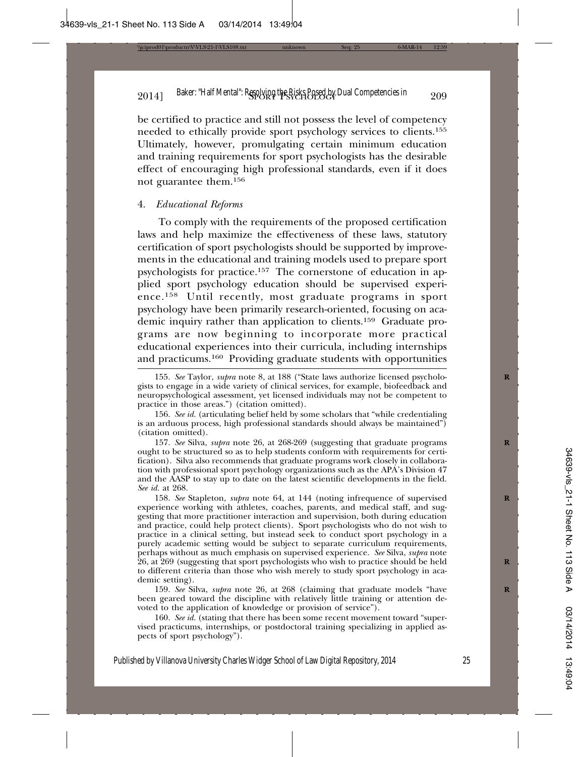be certified to practice and still not possess the level of competency needed to ethically provide sport psychology services to clients.[155] Ultimately, however, promulgating certain minimum education and training requirements for sport psychologists has the desirable effect of encouraging high professional standards, even if it does not guarantee them.[156]

4. *Educational Reforms*

To comply with the requirements of the proposed certification laws and help maximize the effectiveness of these laws, statutory certification of sport psychologists should be supported by improvements in the educational and training models used to prepare sport psychologists for practice.[157] The cornerstone of education in applied sport psychology education should be supervised experience.[158] Until recently, most graduate programs in sport psychology have been primarily research-oriented, focusing on academic inquiry rather than application to clients.[159] Graduate programs are now beginning to incorporate more practical educational experiences into their curricula, including internships and practicums.[160] Providing graduate students with opportunities

---

155. *See* Taylor, *supra* note 8, at 188 ("State laws authorize licensed psychologists to engage in a wide variety of clinical services, for example, biofeedback and neuropsychological assessment, yet licensed individuals may not be competent to practice in those areas.") (citation omitted).

156. *See id.* (articulating belief held by some scholars that "while credentialing is an arduous process, high professional standards should always be maintained") (citation omitted).

157. *See* Silva, *supra* note 26, at 268-269 (suggesting that graduate programs ought to be structured so as to help students conform with requirements for certification). Silva also recommends that graduate programs work closely in collaboration with professional sport psychology organizations such as the APA's Division 47 and the AASP to stay up to date on the latest scientific developments in the field. *See id.* at 268.

158. *See* Stapleton, *supra* note 64, at 144 (noting infrequence of supervised experience working with athletes, coaches, parents, and medical staff, and suggesting that more practitioner interaction and supervision, both during education and practice, could help protect clients). Sport psychologists who do not wish to practice in a clinical setting, but instead seek to conduct sport psychology in a purely academic setting would be subject to separate curriculum requirements, perhaps without as much emphasis on supervised experience. *See* Silva, *supra* note 26, at 269 (suggesting that sport psychologists who wish to practice should be held to different criteria than those who wish merely to study sport psychology in academic setting).

159. *See* Silva, *supra* note 26, at 268 (claiming that graduate models "have been geared toward the discipline with relatively little training or attention devoted to the application of knowledge or provision of service").

160. *See id.* (stating that there has been some recent movement toward "supervised practicums, internships, or postdoctoral training specializing in applied aspects of sport psychology").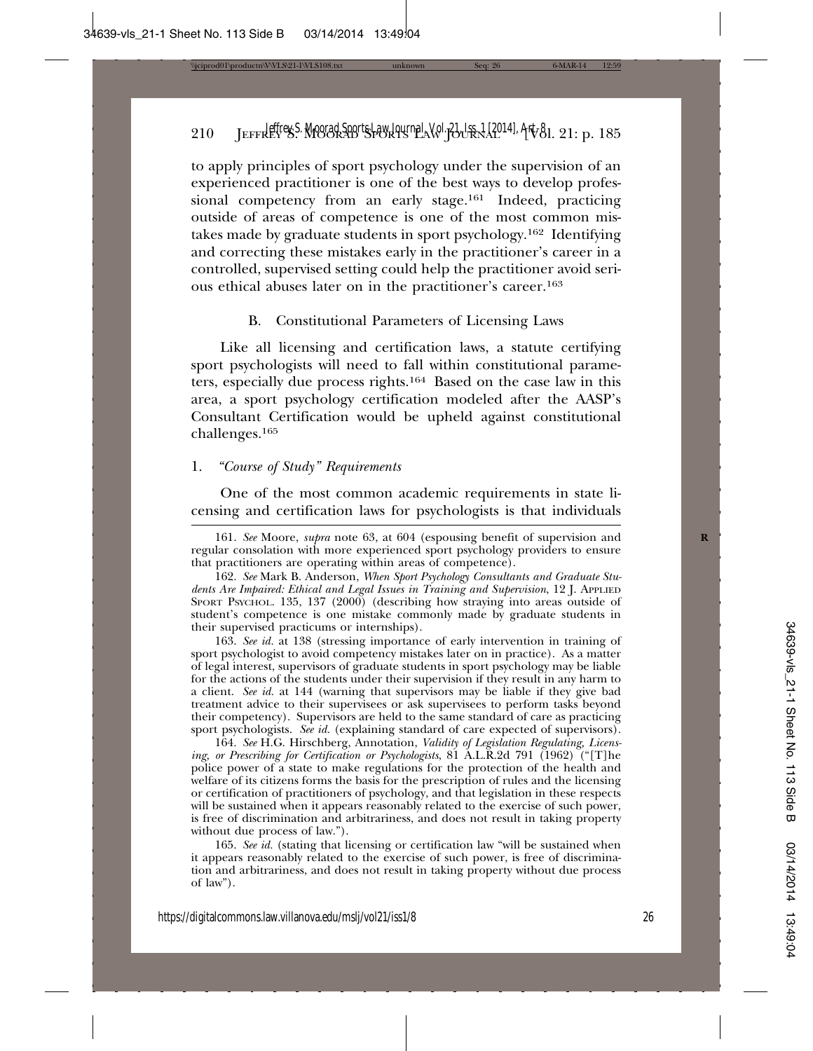to apply principles of sport psychology under the supervision of an experienced practitioner is one of the best ways to develop professional competency from an early stage.[161] Indeed, practicing outside of areas of competence is one of the most common mistakes made by graduate students in sport psychology.[162] Identifying and correcting these mistakes early in the practitioner's career in a controlled, supervised setting could help the practitioner avoid serious ethical abuses later on in the practitioner's career.[163]

### B. Constitutional Parameters of Licensing Laws

Like all licensing and certification laws, a statute certifying sport psychologists will need to fall within constitutional parameters, especially due process rights.[164] Based on the case law in this area, a sport psychology certification modeled after the AASP's Consultant Certification would be upheld against constitutional challenges.[165]

#### 1. *"Course of Study" Requirements*

One of the most common academic requirements in state licensing and certification laws for psychologists is that individuals

---

161. *See* Moore, *supra* note 63, at 604 (espousing benefit of supervision and regular consolation with more experienced sport psychology providers to ensure that practitioners are operating within areas of competence).

162. *See* Mark B. Anderson, *When Sport Psychology Consultants and Graduate Students Are Impaired: Ethical and Legal Issues in Training and Supervision*, 12 J. APPLIED SPORT PSYCHOL. 135, 137 (2000) (describing how straying into areas outside of student's competence is one mistake commonly made by graduate students in their supervised practicums or internships).

163. *See id.* at 138 (stressing importance of early intervention in training of sport psychologist to avoid competency mistakes later on in practice). As a matter of legal interest, supervisors of graduate students in sport psychology may be liable for the actions of the students under their supervision if they result in any harm to a client. *See id.* at 144 (warning that supervisors may be liable if they give bad treatment advice to their supervisees or ask supervisees to perform tasks beyond their competency). Supervisors are held to the same standard of care as practicing sport psychologists. *See id.* (explaining standard of care expected of supervisors).

164. *See* H.G. Hirschberg, Annotation, *Validity of Legislation Regulating, Licensing, or Prescribing for Certification or Psychologists*, 81 A.L.R.2d 791 (1962) ("[T]he police power of a state to make regulations for the protection of the health and welfare of its citizens forms the basis for the prescription of rules and the licensing or certification of practitioners of psychology, and that legislation in these respects will be sustained when it appears reasonably related to the exercise of such power, is free of discrimination and arbitrariness, and does not result in taking property without due process of law.").

165. *See id.* (stating that licensing or certification law "will be sustained when it appears reasonably related to the exercise of such power, is free of discrimination and arbitrariness, and does not result in taking property without due process of law").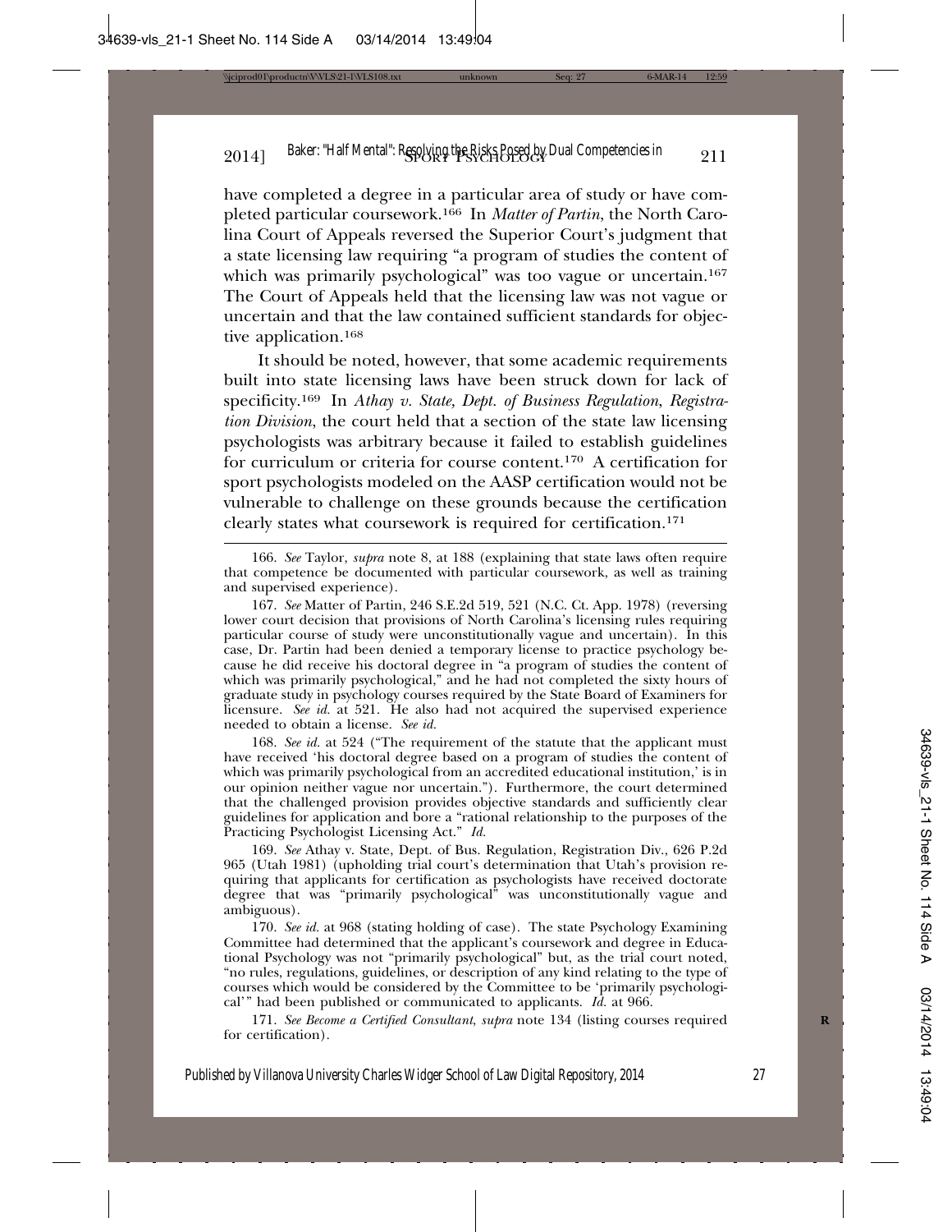have completed a degree in a particular area of study or have completed particular coursework.[166] In *Matter of Partin*, the North Carolina Court of Appeals reversed the Superior Court's judgment that a state licensing law requiring "a program of studies the content of which was primarily psychological" was too vague or uncertain.[167] The Court of Appeals held that the licensing law was not vague or uncertain and that the law contained sufficient standards for objective application.[168]

It should be noted, however, that some academic requirements built into state licensing laws have been struck down for lack of specificity.[169] In *Athay v. State, Dept. of Business Regulation, Registration Division*, the court held that a section of the state law licensing psychologists was arbitrary because it failed to establish guidelines for curriculum or criteria for course content.[170] A certification for sport psychologists modeled on the AASP certification would not be vulnerable to challenge on these grounds because the certification clearly states what coursework is required for certification.[171]

---

166. *See* Taylor, *supra* note 8, at 188 (explaining that state laws often require that competence be documented with particular coursework, as well as training and supervised experience).

167. *See* Matter of Partin, 246 S.E.2d 519, 521 (N.C. Ct. App. 1978) (reversing lower court decision that provisions of North Carolina's licensing rules requiring particular course of study were unconstitutionally vague and uncertain). In this case, Dr. Partin had been denied a temporary license to practice psychology because he did receive his doctoral degree in "a program of studies the content of which was primarily psychological," and he had not completed the sixty hours of graduate study in psychology courses required by the State Board of Examiners for licensure. *See id.* at 521. He also had not acquired the supervised experience needed to obtain a license. *See id.*

168. *See id.* at 524 ("The requirement of the statute that the applicant must have received 'his doctoral degree based on a program of studies the content of which was primarily psychological from an accredited educational institution,' is in our opinion neither vague nor uncertain."). Furthermore, the court determined that the challenged provision provides objective standards and sufficiently clear guidelines for application and bore a "rational relationship to the purposes of the Practicing Psychologist Licensing Act." *Id.*

169. *See* Athay v. State, Dept. of Bus. Regulation, Registration Div., 626 P.2d 965 (Utah 1981) (upholding trial court's determination that Utah's provision requiring that applicants for certification as psychologists have received doctorate degree that was "primarily psychological" was unconstitutionally vague and ambiguous).

170. *See id.* at 968 (stating holding of case). The state Psychology Examining Committee had determined that the applicant's coursework and degree in Educational Psychology was not "primarily psychological" but, as the trial court noted, "no rules, regulations, guidelines, or description of any kind relating to the type of courses which would be considered by the Committee to be 'primarily psychological'" had been published or communicated to applicants. *Id.* at 966.

171. *See Become a Certified Consultant*, *supra* note 134 (listing courses required for certification).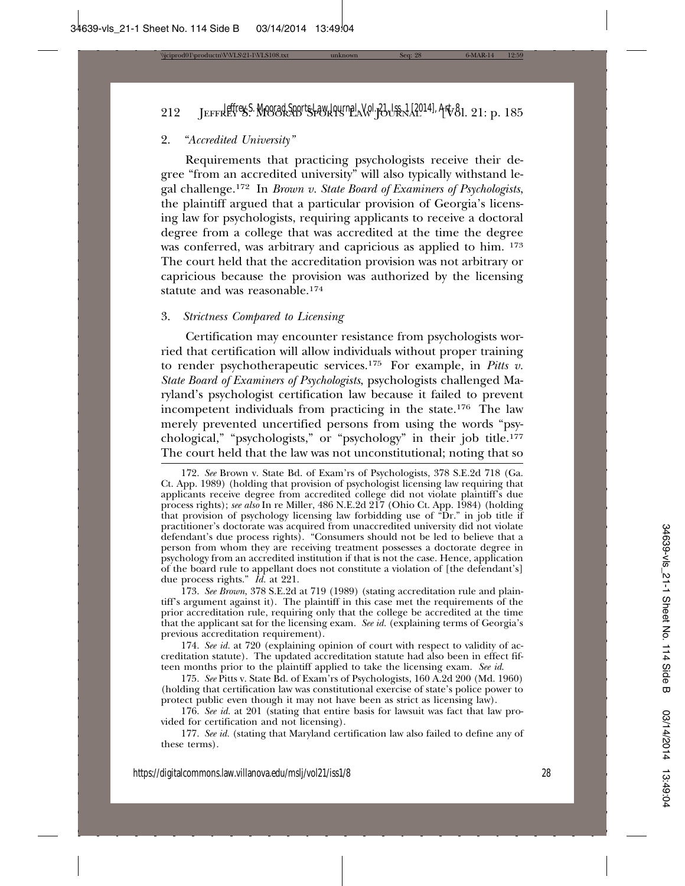### 2. *"Accredited University"*

Requirements that practicing psychologists receive their degree "from an accredited university" will also typically withstand legal challenge.[172] In *Brown v. State Board of Examiners of Psychologists*, the plaintiff argued that a particular provision of Georgia's licensing law for psychologists, requiring applicants to receive a doctoral degree from a college that was accredited at the time the degree was conferred, was arbitrary and capricious as applied to him.[173] The court held that the accreditation provision was not arbitrary or capricious because the provision was authorized by the licensing statute and was reasonable.[174]

### 3. *Strictness Compared to Licensing*

Certification may encounter resistance from psychologists worried that certification will allow individuals without proper training to render psychotherapeutic services.[175] For example, in *Pitts v. State Board of Examiners of Psychologists*, psychologists challenged Maryland's psychologist certification law because it failed to prevent incompetent individuals from practicing in the state.[176] The law merely prevented uncertified persons from using the words "psychological," "psychologists," or "psychology" in their job title.[177] The court held that the law was not unconstitutional; noting that so

---

172. *See* Brown v. State Bd. of Exam'rs of Psychologists, 378 S.E.2d 718 (Ga. Ct. App. 1989) (holding that provision of psychologist licensing law requiring that applicants receive degree from accredited college did not violate plaintiff's due process rights); *see also* In re Miller, 486 N.E.2d 217 (Ohio Ct. App. 1984) (holding that provision of psychology licensing law forbidding use of "Dr." in job title if practitioner's doctorate was acquired from unaccredited university did not violate defendant's due process rights). "Consumers should not be led to believe that a person from whom they are receiving treatment possesses a doctorate degree in psychology from an accredited institution if that is not the case. Hence, application of the board rule to appellant does not constitute a violation of [the defendant's] due process rights." *Id.* at 221.

173. *See Brown*, 378 S.E.2d at 719 (1989) (stating accreditation rule and plaintiff's argument against it). The plaintiff in this case met the requirements of the prior accreditation rule, requiring only that the college be accredited at the time that the applicant sat for the licensing exam. *See id.* (explaining terms of Georgia's previous accreditation requirement).

174. *See id.* at 720 (explaining opinion of court with respect to validity of accreditation statute). The updated accreditation statute had also been in effect fifteen months prior to the plaintiff applied to take the licensing exam. *See id.*

175. *See* Pitts v. State Bd. of Exam'rs of Psychologists, 160 A.2d 200 (Md. 1960) (holding that certification law was constitutional exercise of state's police power to protect public even though it may not have been as strict as licensing law).

176. *See id.* at 201 (stating that entire basis for lawsuit was fact that law provided for certification and not licensing).

177. *See id.* (stating that Maryland certification law also failed to define any of these terms).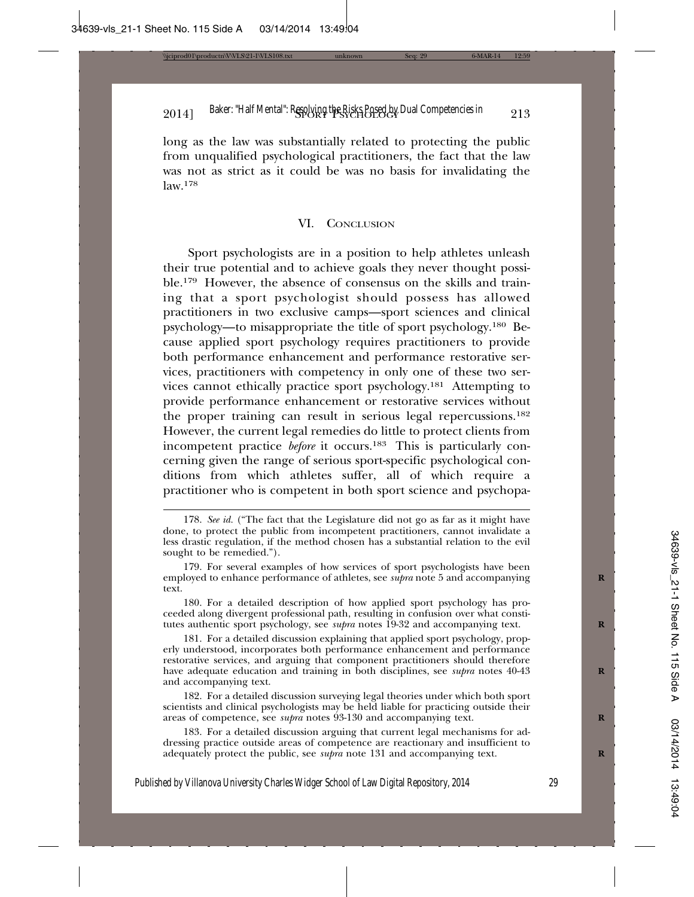long as the law was substantially related to protecting the public from unqualified psychological practitioners, the fact that the law was not as strict as it could be was no basis for invalidating the law.[178]

## VI. Conclusion

Sport psychologists are in a position to help athletes unleash their true potential and to achieve goals they never thought possible.[179] However, the absence of consensus on the skills and training that a sport psychologist should possess has allowed practitioners in two exclusive camps—sport sciences and clinical psychology—to misappropriate the title of sport psychology.[180] Because applied sport psychology requires practitioners to provide both performance enhancement and performance restorative services, practitioners with competency in only one of these two services cannot ethically practice sport psychology.[181] Attempting to provide performance enhancement or restorative services without the proper training can result in serious legal repercussions.[182] However, the current legal remedies do little to protect clients from incompetent practice *before* it occurs.[183] This is particularly concerning given the range of serious sport-specific psychological conditions from which athletes suffer, all of which require a practitioner who is competent in both sport science and psychopa-

---

178. *See id.* ("The fact that the Legislature did not go as far as it might have done, to protect the public from incompetent practitioners, cannot invalidate a less drastic regulation, if the method chosen has a substantial relation to the evil sought to be remedied.").

179. For several examples of how services of sport psychologists have been employed to enhance performance of athletes, see *supra* note 5 and accompanying text.

180. For a detailed description of how applied sport psychology has proceeded along divergent professional path, resulting in confusion over what constitutes authentic sport psychology, see *supra* notes 19-32 and accompanying text.

181. For a detailed discussion explaining that applied sport psychology, properly understood, incorporates both performance enhancement and performance restorative services, and arguing that component practitioners should therefore have adequate education and training in both disciplines, see *supra* notes 40-43 and accompanying text.

182. For a detailed discussion surveying legal theories under which both sport scientists and clinical psychologists may be held liable for practicing outside their areas of competence, see *supra* notes 93-130 and accompanying text.

183. For a detailed discussion arguing that current legal mechanisms for addressing practice outside areas of competence are reactionary and insufficient to adequately protect the public, see *supra* note 131 and accompanying text.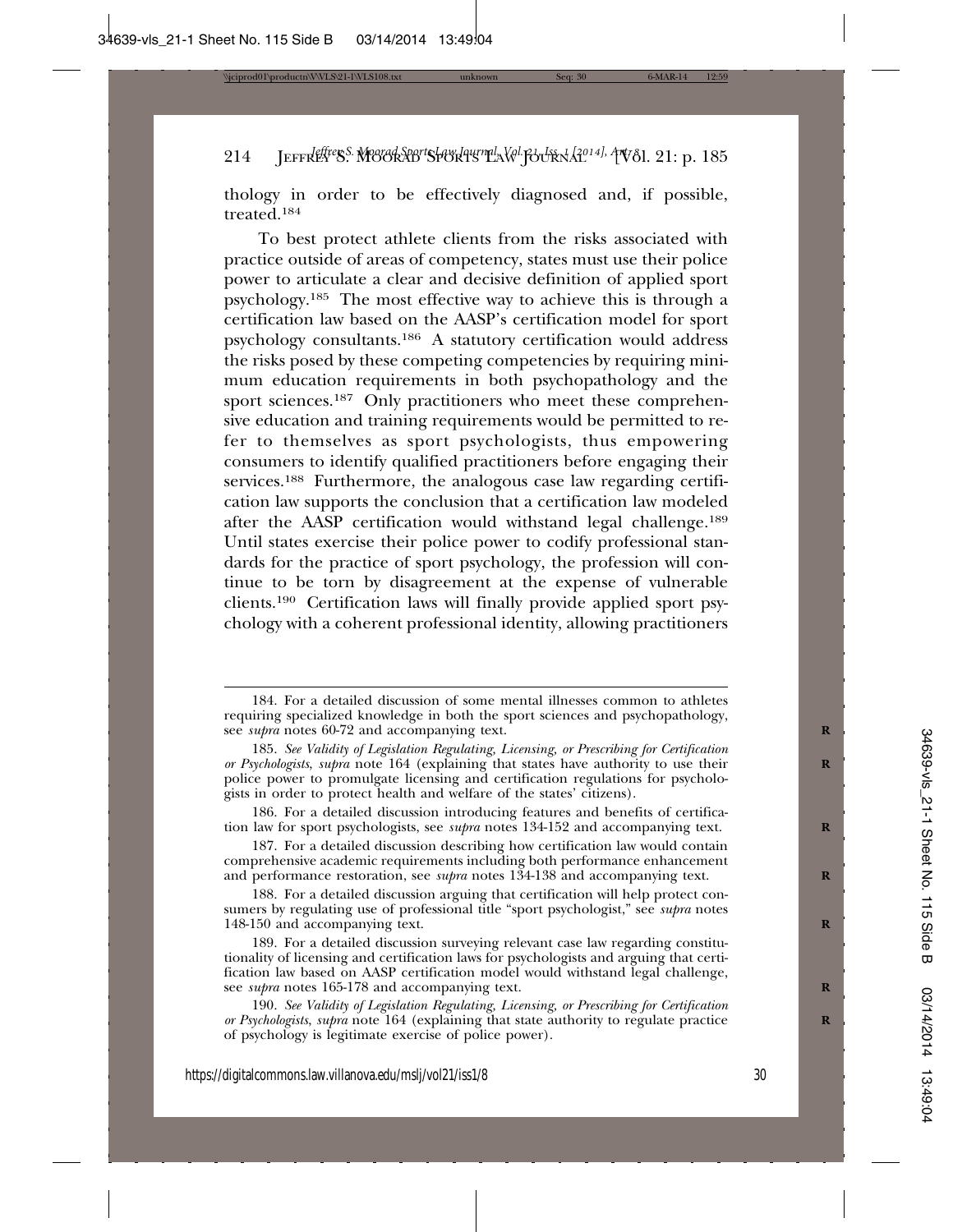thology in order to be effectively diagnosed and, if possible, treated.[184]

To best protect athlete clients from the risks associated with practice outside of areas of competency, states must use their police power to articulate a clear and decisive definition of applied sport psychology.[185] The most effective way to achieve this is through a certification law based on the AASP's certification model for sport psychology consultants.[186] A statutory certification would address the risks posed by these competing competencies by requiring minimum education requirements in both psychopathology and the sport sciences.[187] Only practitioners who meet these comprehensive education and training requirements would be permitted to refer to themselves as sport psychologists, thus empowering consumers to identify qualified practitioners before engaging their services.[188] Furthermore, the analogous case law regarding certification law supports the conclusion that a certification law modeled after the AASP certification would withstand legal challenge.[189] Until states exercise their police power to codify professional standards for the practice of sport psychology, the profession will continue to be torn by disagreement at the expense of vulnerable clients.[190] Certification laws will finally provide applied sport psychology with a coherent professional identity, allowing practitioners

---

184. For a detailed discussion of some mental illnesses common to athletes requiring specialized knowledge in both the sport sciences and psychopathology, see *supra* notes 60-72 and accompanying text.

185. *See Validity of Legislation Regulating, Licensing, or Prescribing for Certification or Psychologists*, *supra* note 164 (explaining that states have authority to use their police power to promulgate licensing and certification regulations for psychologists in order to protect health and welfare of the states' citizens).

186. For a detailed discussion introducing features and benefits of certification law for sport psychologists, see *supra* notes 134-152 and accompanying text.

187. For a detailed discussion describing how certification law would contain comprehensive academic requirements including both performance enhancement and performance restoration, see *supra* notes 134-138 and accompanying text.

188. For a detailed discussion arguing that certification will help protect consumers by regulating use of professional title "sport psychologist," see *supra* notes 148-150 and accompanying text.

189. For a detailed discussion surveying relevant case law regarding constitutionality of licensing and certification laws for psychologists and arguing that certification law based on AASP certification model would withstand legal challenge, see *supra* notes 165-178 and accompanying text.

190. *See Validity of Legislation Regulating, Licensing, or Prescribing for Certification or Psychologists*, *supra* note 164 (explaining that state authority to regulate practice of psychology is legitimate exercise of police power).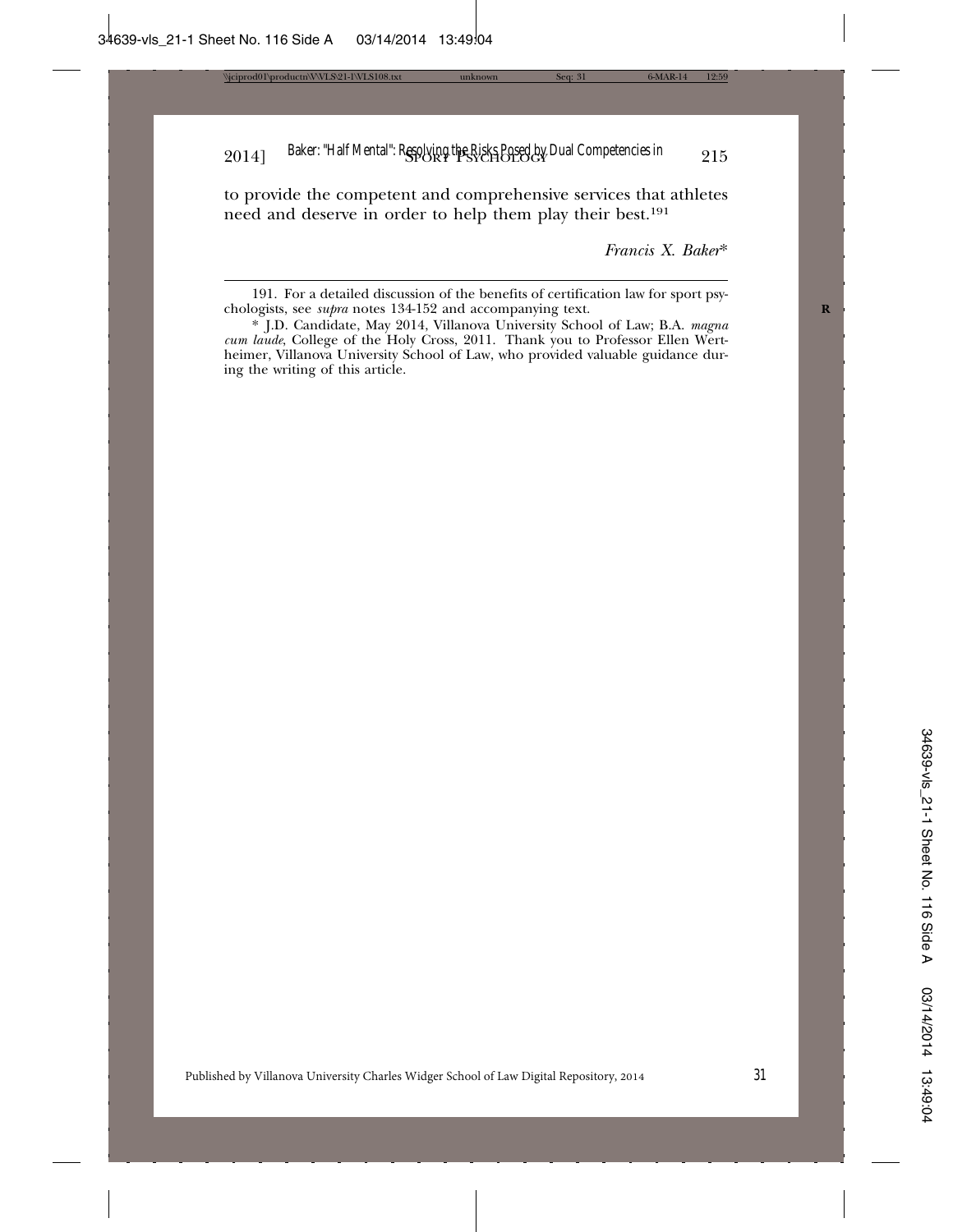to provide the competent and comprehensive services that athletes need and deserve in order to help them play their best.[191]

*Francis X. Baker**

---

191. For a detailed discussion of the benefits of certification law for sport psychologists, see *supra* notes 134-152 and accompanying text.

* J.D. Candidate, May 2014, Villanova University School of Law; B.A. *magna cum laude*, College of the Holy Cross, 2011. Thank you to Professor Ellen Wertheimer, Villanova University School of Law, who provided valuable guidance during the writing of this article.